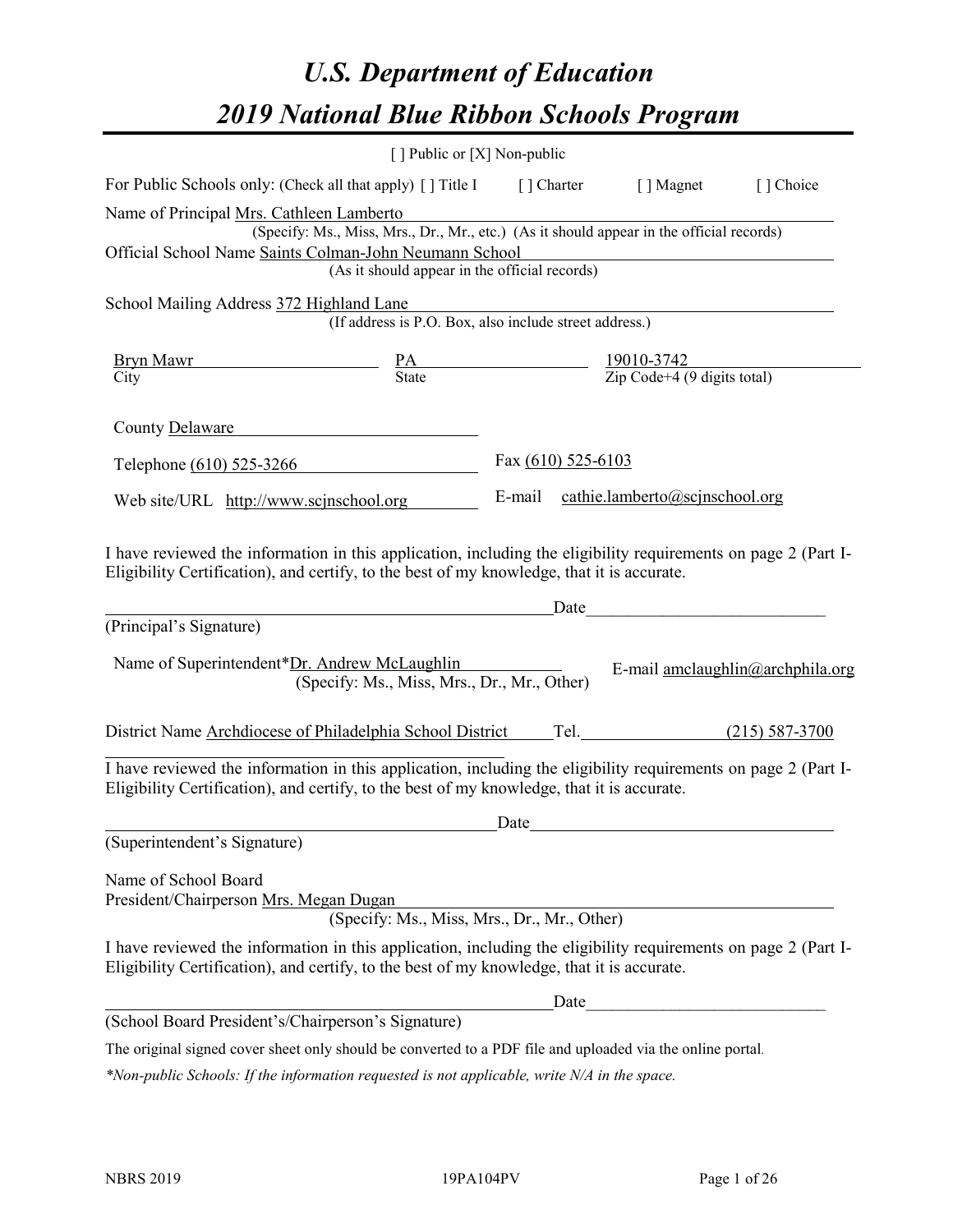# U.S. Department of Education

# 2019 National Blue Ribbon Schools Program

[ ] Public or [X] Non-public

For Public Schools only: (Check all that apply) [ ] Title I [ ] Charter [ ] Magnet [ ] Choice

Name of Principal Mrs. Cathleen Lamberto
(Specify: Ms., Miss, Mrs., Dr., Mr., etc.) (As it should appear in the official records)

Official School Name Saints Colman-John Neumann School
(As it should appear in the official records)

School Mailing Address 372 Highland Lane
(If address is P.O. Box, also include street address.)

Bryn Mawr — City
PA — State
19010-3742 — Zip Code+4 (9 digits total)

County Delaware

Telephone (610) 525-3266

Fax (610) 525-6103

Web site/URL http://www.scjnschool.org

E-mail cathie.lamberto@scjnschool.org

I have reviewed the information in this application, including the eligibility requirements on page 2 (Part I-Eligibility Certification), and certify, to the best of my knowledge, that it is accurate.

_______________________________________ Date_____________________

(Principal's Signature)

Name of Superintendent*Dr. Andrew McLaughlin
(Specify: Ms., Miss, Mrs., Dr., Mr., Other)

E-mail amclaughlin@archphila.org

District Name Archdiocese of Philadelphia School District Tel. (215) 587-3700

I have reviewed the information in this application, including the eligibility requirements on page 2 (Part I-Eligibility Certification), and certify, to the best of my knowledge, that it is accurate.

_______________________________________ Date_____________________

(Superintendent's Signature)

Name of School Board
President/Chairperson Mrs. Megan Dugan
(Specify: Ms., Miss, Mrs., Dr., Mr., Other)

I have reviewed the information in this application, including the eligibility requirements on page 2 (Part I-Eligibility Certification), and certify, to the best of my knowledge, that it is accurate.

_______________________________________ Date_____________________

(School Board President's/Chairperson's Signature)

The original signed cover sheet only should be converted to a PDF file and uploaded via the online portal.

*\*Non-public Schools: If the information requested is not applicable, write N/A in the space.*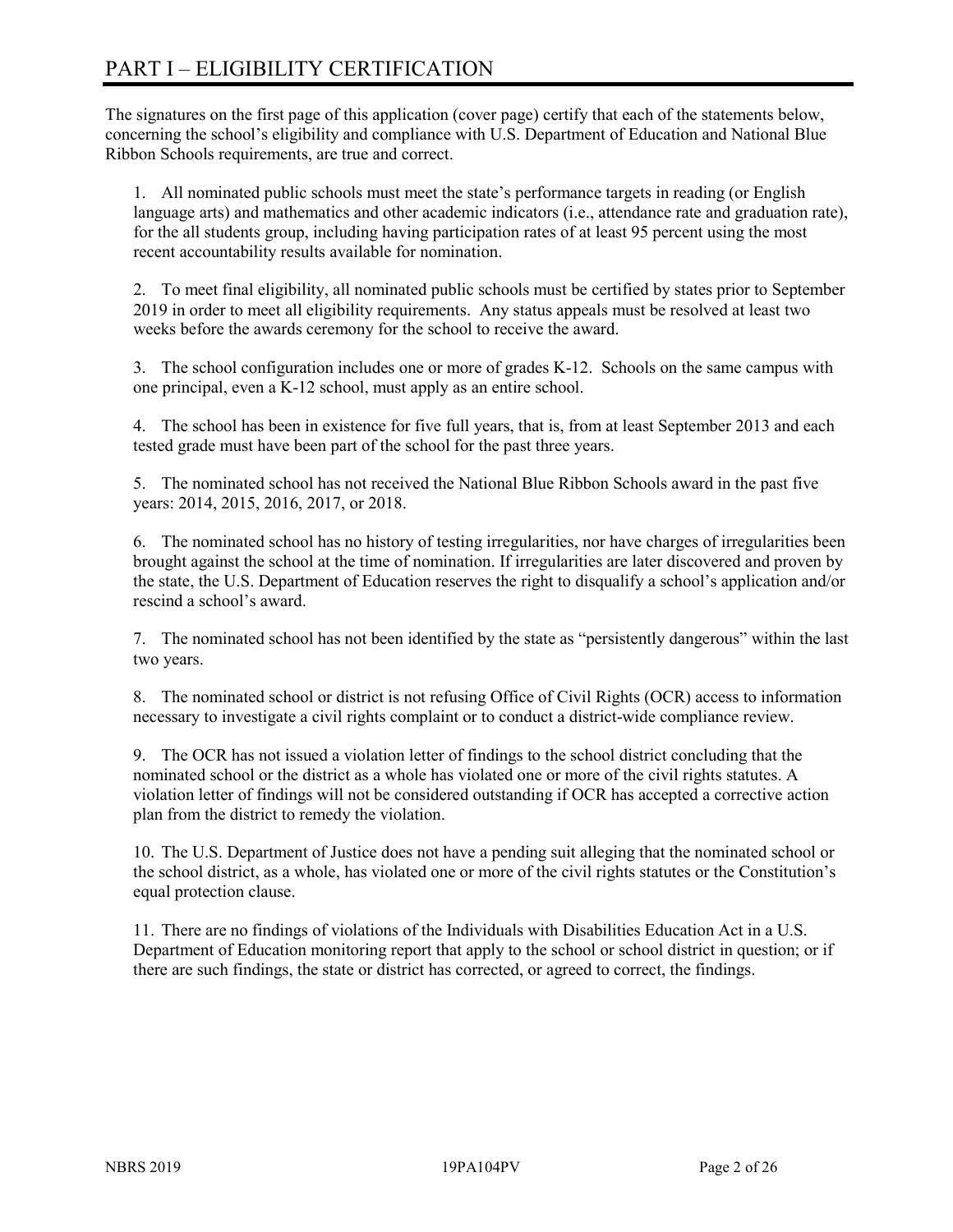# PART I – ELIGIBILITY CERTIFICATION

The signatures on the first page of this application (cover page) certify that each of the statements below, concerning the school's eligibility and compliance with U.S. Department of Education and National Blue Ribbon Schools requirements, are true and correct.

1. All nominated public schools must meet the state's performance targets in reading (or English language arts) and mathematics and other academic indicators (i.e., attendance rate and graduation rate), for the all students group, including having participation rates of at least 95 percent using the most recent accountability results available for nomination.

2. To meet final eligibility, all nominated public schools must be certified by states prior to September 2019 in order to meet all eligibility requirements. Any status appeals must be resolved at least two weeks before the awards ceremony for the school to receive the award.

3. The school configuration includes one or more of grades K-12. Schools on the same campus with one principal, even a K-12 school, must apply as an entire school.

4. The school has been in existence for five full years, that is, from at least September 2013 and each tested grade must have been part of the school for the past three years.

5. The nominated school has not received the National Blue Ribbon Schools award in the past five years: 2014, 2015, 2016, 2017, or 2018.

6. The nominated school has no history of testing irregularities, nor have charges of irregularities been brought against the school at the time of nomination. If irregularities are later discovered and proven by the state, the U.S. Department of Education reserves the right to disqualify a school's application and/or rescind a school's award.

7. The nominated school has not been identified by the state as "persistently dangerous" within the last two years.

8. The nominated school or district is not refusing Office of Civil Rights (OCR) access to information necessary to investigate a civil rights complaint or to conduct a district-wide compliance review.

9. The OCR has not issued a violation letter of findings to the school district concluding that the nominated school or the district as a whole has violated one or more of the civil rights statutes. A violation letter of findings will not be considered outstanding if OCR has accepted a corrective action plan from the district to remedy the violation.

10. The U.S. Department of Justice does not have a pending suit alleging that the nominated school or the school district, as a whole, has violated one or more of the civil rights statutes or the Constitution's equal protection clause.

11. There are no findings of violations of the Individuals with Disabilities Education Act in a U.S. Department of Education monitoring report that apply to the school or school district in question; or if there are such findings, the state or district has corrected, or agreed to correct, the findings.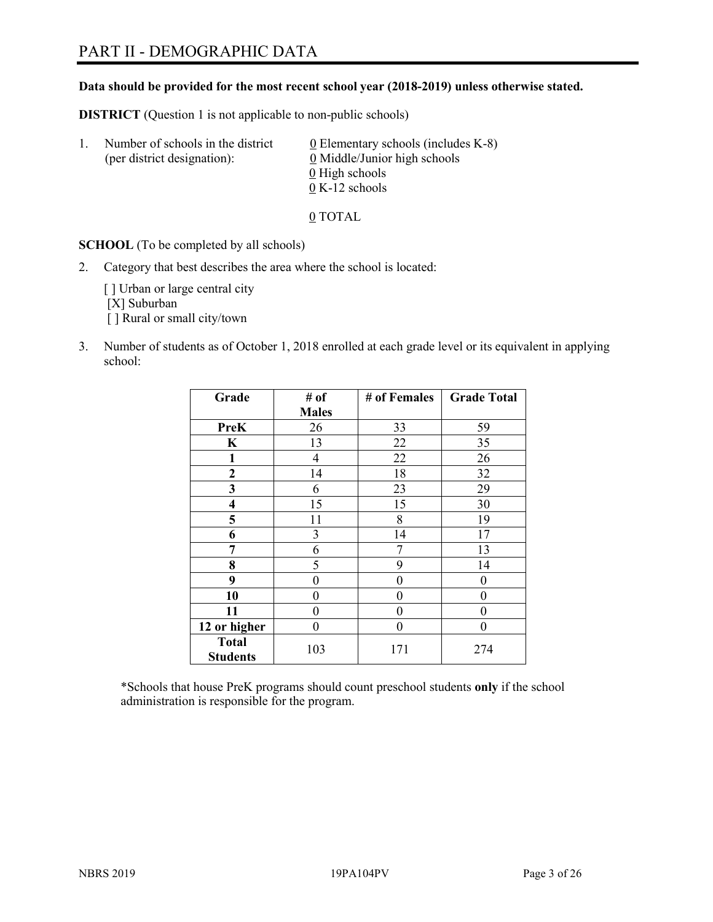# PART II - DEMOGRAPHIC DATA

**Data should be provided for the most recent school year (2018-2019) unless otherwise stated.**

**DISTRICT** (Question 1 is not applicable to non-public schools)

1. Number of schools in the district (per district designation):
   - 0 Elementary schools (includes K-8)
   - 0 Middle/Junior high schools
   - 0 High schools
   - 0 K-12 schools

   0 TOTAL

**SCHOOL** (To be completed by all schools)

2. Category that best describes the area where the school is located:

   [ ] Urban or large central city
   [X] Suburban
   [ ] Rural or small city/town

3. Number of students as of October 1, 2018 enrolled at each grade level or its equivalent in applying school:

| Grade | # of Males | # of Females | Grade Total |
|---|---|---|---|
| **PreK** | 26 | 33 | 59 |
| **K** | 13 | 22 | 35 |
| **1** | 4 | 22 | 26 |
| **2** | 14 | 18 | 32 |
| **3** | 6 | 23 | 29 |
| **4** | 15 | 15 | 30 |
| **5** | 11 | 8 | 19 |
| **6** | 3 | 14 | 17 |
| **7** | 6 | 7 | 13 |
| **8** | 5 | 9 | 14 |
| **9** | 0 | 0 | 0 |
| **10** | 0 | 0 | 0 |
| **11** | 0 | 0 | 0 |
| **12 or higher** | 0 | 0 | 0 |
| **Total Students** | 103 | 171 | 274 |

*Schools that house PreK programs should count preschool students **only** if the school administration is responsible for the program.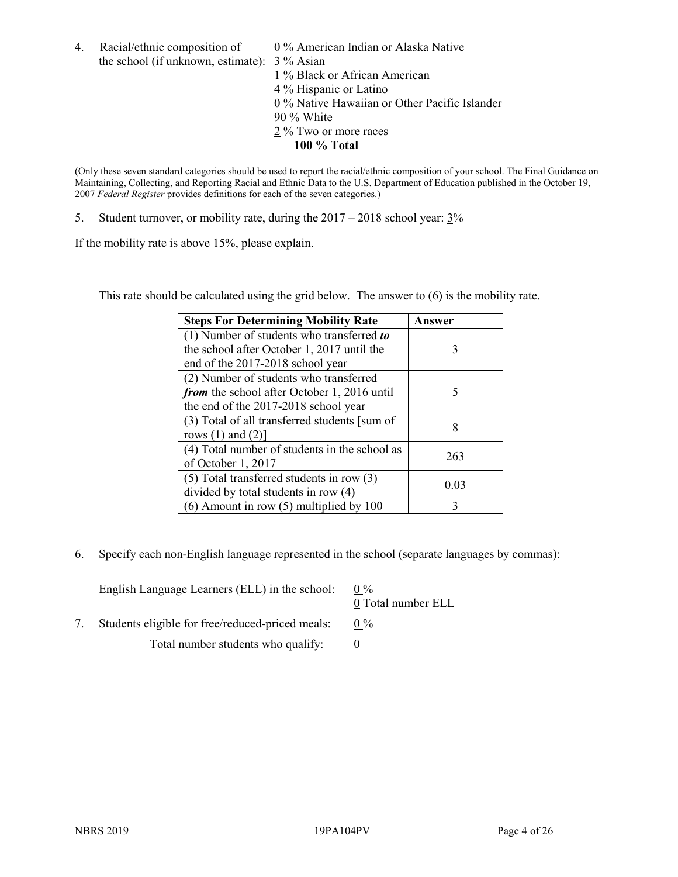4. Racial/ethnic composition of the school (if unknown, estimate):

0 % American Indian or Alaska Native
3 % Asian
1 % Black or African American
4 % Hispanic or Latino
0 % Native Hawaiian or Other Pacific Islander
90 % White
2 % Two or more races
**100 % Total**

(Only these seven standard categories should be used to report the racial/ethnic composition of your school. The Final Guidance on Maintaining, Collecting, and Reporting Racial and Ethnic Data to the U.S. Department of Education published in the October 19, 2007 *Federal Register* provides definitions for each of the seven categories.)

5. Student turnover, or mobility rate, during the 2017 – 2018 school year: 3%

If the mobility rate is above 15%, please explain.

This rate should be calculated using the grid below. The answer to (6) is the mobility rate.

| **Steps For Determining Mobility Rate** | **Answer** |
| --- | --- |
| (1) Number of students who transferred ***to*** the school after October 1, 2017 until the end of the 2017-2018 school year | 3 |
| (2) Number of students who transferred ***from*** the school after October 1, 2016 until the end of the 2017-2018 school year | 5 |
| (3) Total of all transferred students [sum of rows (1) and (2)] | 8 |
| (4) Total number of students in the school as of October 1, 2017 | 263 |
| (5) Total transferred students in row (3) divided by total students in row (4) | 0.03 |
| (6) Amount in row (5) multiplied by 100 | 3 |

6. Specify each non-English language represented in the school (separate languages by commas):

English Language Learners (ELL) in the school: 0 %
0 Total number ELL

7. Students eligible for free/reduced-priced meals: 0 %

Total number students who qualify: 0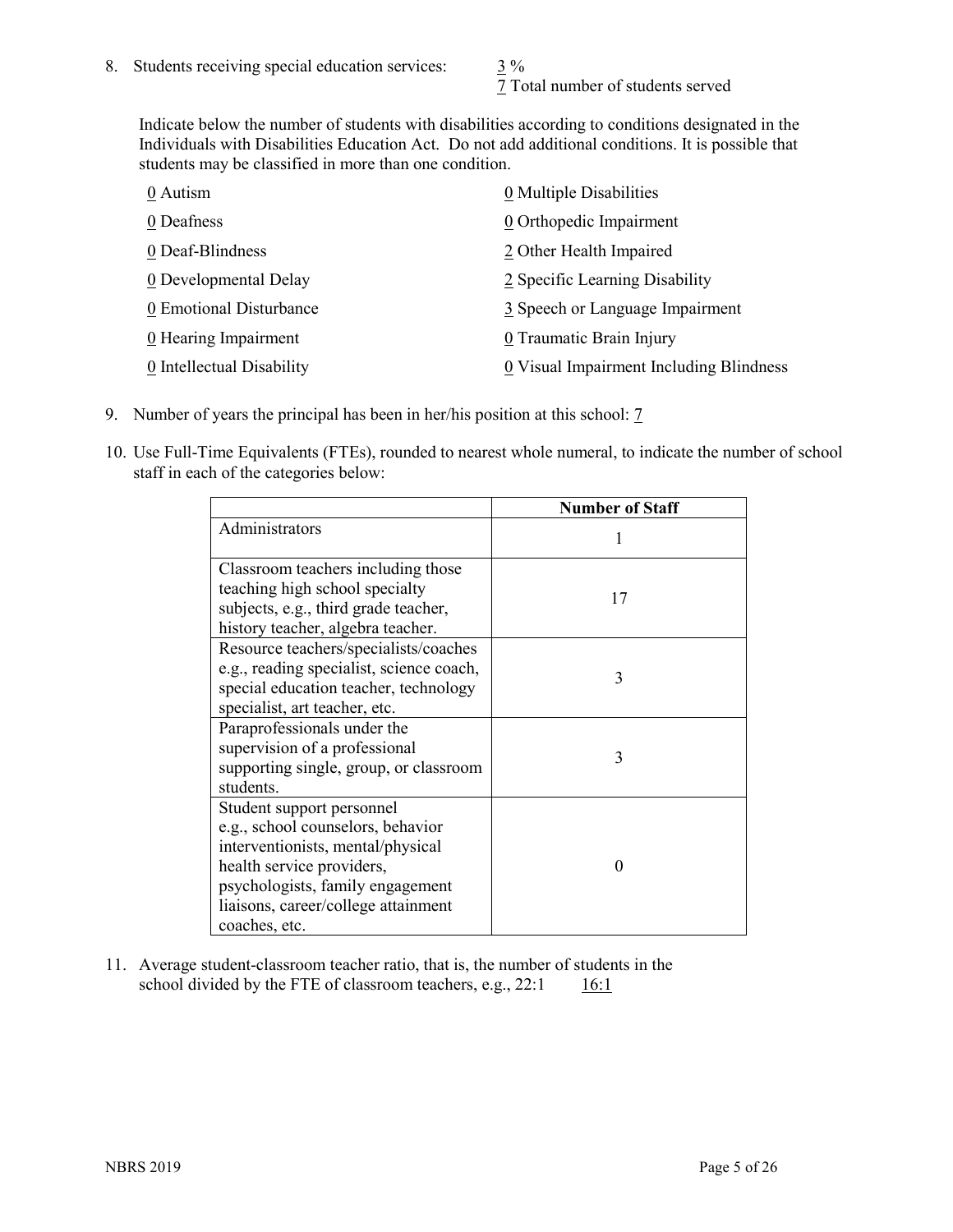8. Students receiving special education services: 3 %
   7 Total number of students served

Indicate below the number of students with disabilities according to conditions designated in the Individuals with Disabilities Education Act. Do not add additional conditions. It is possible that students may be classified in more than one condition.

| | |
|---|---|
| 0 Autism | 0 Multiple Disabilities |
| 0 Deafness | 0 Orthopedic Impairment |
| 0 Deaf-Blindness | 2 Other Health Impaired |
| 0 Developmental Delay | 2 Specific Learning Disability |
| 0 Emotional Disturbance | 3 Speech or Language Impairment |
| 0 Hearing Impairment | 0 Traumatic Brain Injury |
| 0 Intellectual Disability | 0 Visual Impairment Including Blindness |

9. Number of years the principal has been in her/his position at this school: 7

10. Use Full-Time Equivalents (FTEs), rounded to nearest whole numeral, to indicate the number of school staff in each of the categories below:

| | Number of Staff |
|---|---|
| Administrators | 1 |
| Classroom teachers including those teaching high school specialty subjects, e.g., third grade teacher, history teacher, algebra teacher. | 17 |
| Resource teachers/specialists/coaches e.g., reading specialist, science coach, special education teacher, technology specialist, art teacher, etc. | 3 |
| Paraprofessionals under the supervision of a professional supporting single, group, or classroom students. | 3 |
| Student support personnel e.g., school counselors, behavior interventionists, mental/physical health service providers, psychologists, family engagement liaisons, career/college attainment coaches, etc. | 0 |

11. Average student-classroom teacher ratio, that is, the number of students in the school divided by the FTE of classroom teachers, e.g., 22:1 16:1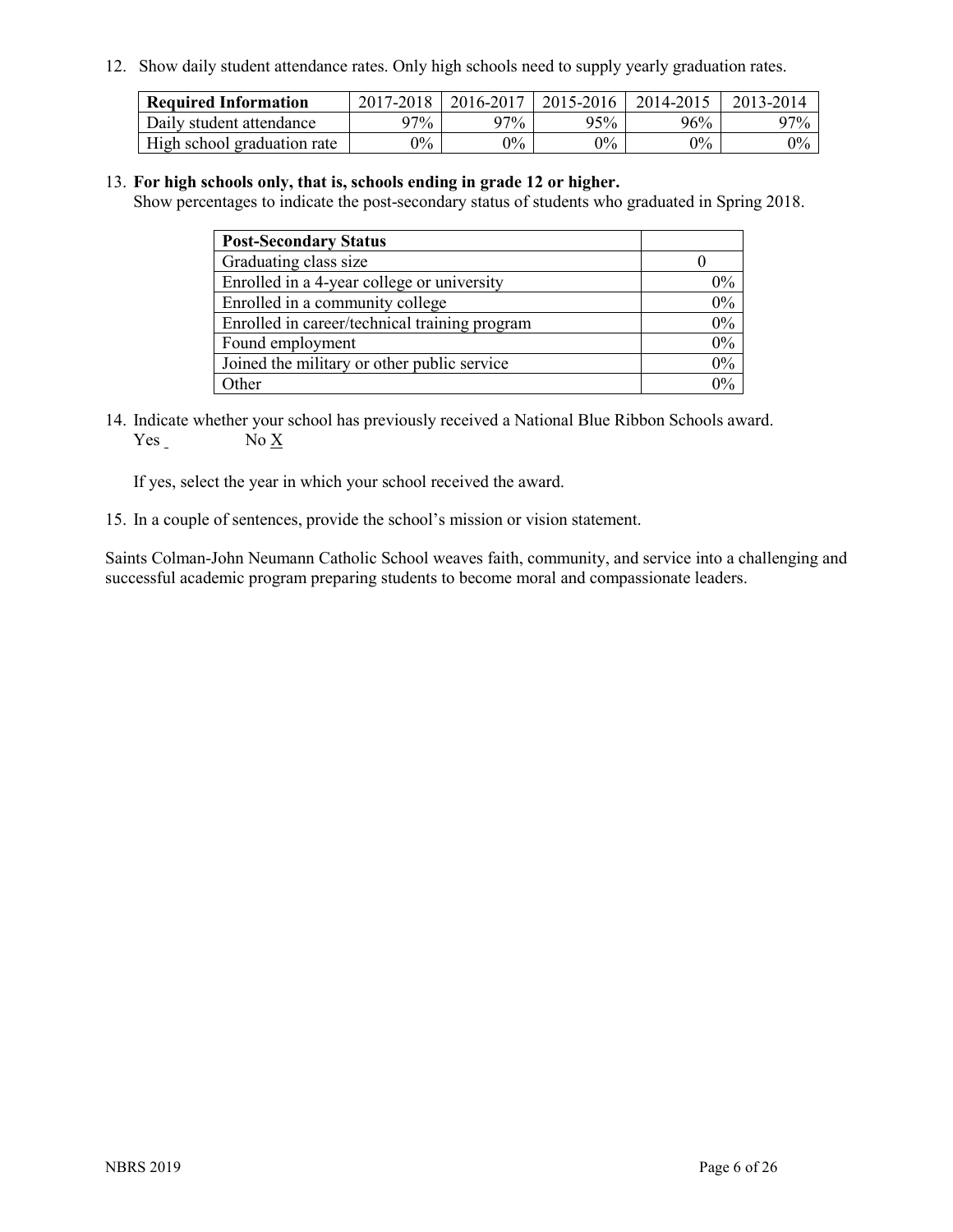12. Show daily student attendance rates. Only high schools need to supply yearly graduation rates.

| **Required Information** | 2017-2018 | 2016-2017 | 2015-2016 | 2014-2015 | 2013-2014 |
|---|---|---|---|---|---|
| Daily student attendance | 97% | 97% | 95% | 96% | 97% |
| High school graduation rate | 0% | 0% | 0% | 0% | 0% |

13. **For high schools only, that is, schools ending in grade 12 or higher.**
Show percentages to indicate the post-secondary status of students who graduated in Spring 2018.

| **Post-Secondary Status** | |
|---|---|
| Graduating class size | 0 |
| Enrolled in a 4-year college or university | 0% |
| Enrolled in a community college | 0% |
| Enrolled in career/technical training program | 0% |
| Found employment | 0% |
| Joined the military or other public service | 0% |
| Other | 0% |

14. Indicate whether your school has previously received a National Blue Ribbon Schools award.
Yes _ No X

If yes, select the year in which your school received the award.

15. In a couple of sentences, provide the school's mission or vision statement.

Saints Colman-John Neumann Catholic School weaves faith, community, and service into a challenging and successful academic program preparing students to become moral and compassionate leaders.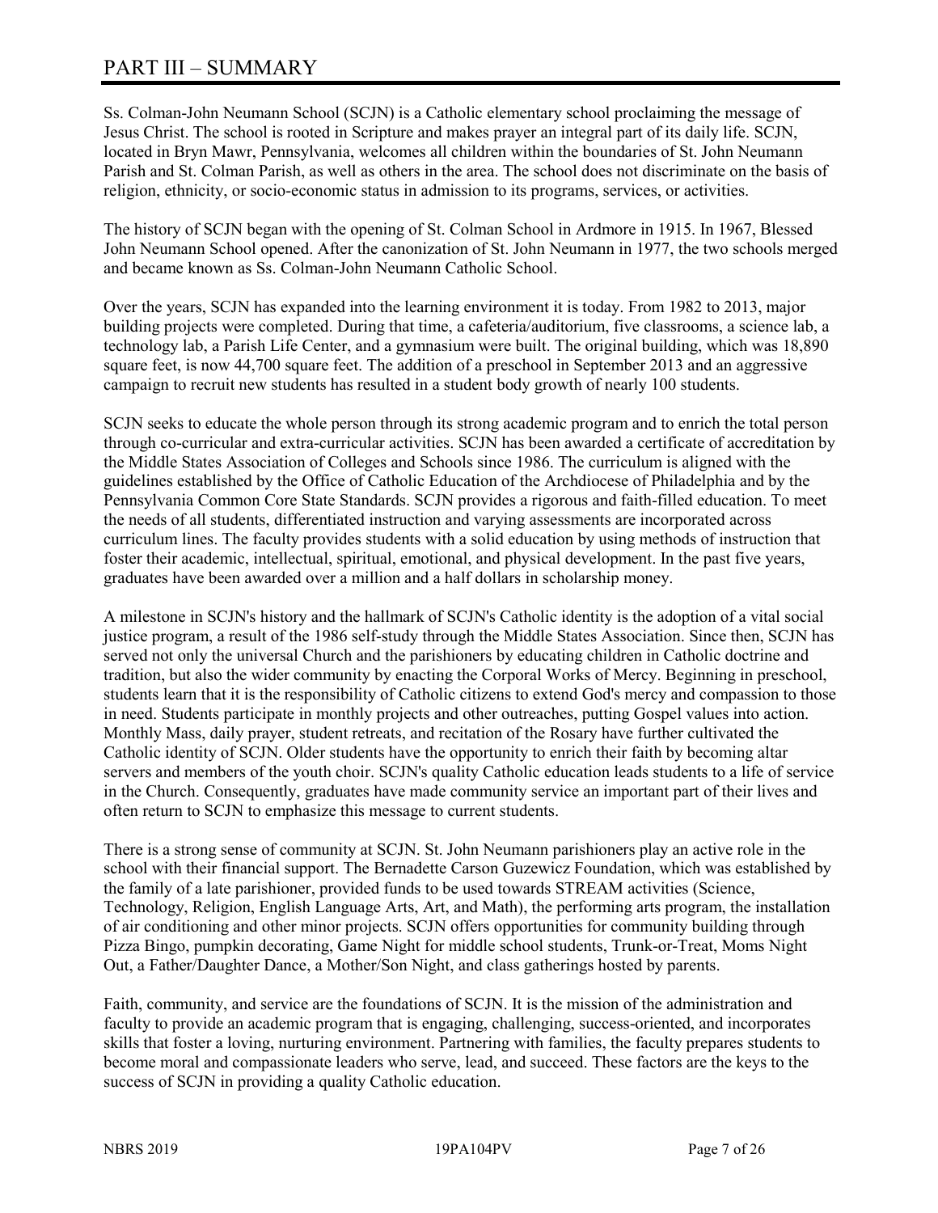# PART III – SUMMARY

Ss. Colman-John Neumann School (SCJN) is a Catholic elementary school proclaiming the message of Jesus Christ. The school is rooted in Scripture and makes prayer an integral part of its daily life. SCJN, located in Bryn Mawr, Pennsylvania, welcomes all children within the boundaries of St. John Neumann Parish and St. Colman Parish, as well as others in the area. The school does not discriminate on the basis of religion, ethnicity, or socio-economic status in admission to its programs, services, or activities.

The history of SCJN began with the opening of St. Colman School in Ardmore in 1915. In 1967, Blessed John Neumann School opened. After the canonization of St. John Neumann in 1977, the two schools merged and became known as Ss. Colman-John Neumann Catholic School.

Over the years, SCJN has expanded into the learning environment it is today. From 1982 to 2013, major building projects were completed. During that time, a cafeteria/auditorium, five classrooms, a science lab, a technology lab, a Parish Life Center, and a gymnasium were built. The original building, which was 18,890 square feet, is now 44,700 square feet. The addition of a preschool in September 2013 and an aggressive campaign to recruit new students has resulted in a student body growth of nearly 100 students.

SCJN seeks to educate the whole person through its strong academic program and to enrich the total person through co-curricular and extra-curricular activities. SCJN has been awarded a certificate of accreditation by the Middle States Association of Colleges and Schools since 1986. The curriculum is aligned with the guidelines established by the Office of Catholic Education of the Archdiocese of Philadelphia and by the Pennsylvania Common Core State Standards. SCJN provides a rigorous and faith-filled education. To meet the needs of all students, differentiated instruction and varying assessments are incorporated across curriculum lines. The faculty provides students with a solid education by using methods of instruction that foster their academic, intellectual, spiritual, emotional, and physical development. In the past five years, graduates have been awarded over a million and a half dollars in scholarship money.

A milestone in SCJN's history and the hallmark of SCJN's Catholic identity is the adoption of a vital social justice program, a result of the 1986 self-study through the Middle States Association. Since then, SCJN has served not only the universal Church and the parishioners by educating children in Catholic doctrine and tradition, but also the wider community by enacting the Corporal Works of Mercy. Beginning in preschool, students learn that it is the responsibility of Catholic citizens to extend God's mercy and compassion to those in need. Students participate in monthly projects and other outreaches, putting Gospel values into action. Monthly Mass, daily prayer, student retreats, and recitation of the Rosary have further cultivated the Catholic identity of SCJN. Older students have the opportunity to enrich their faith by becoming altar servers and members of the youth choir. SCJN's quality Catholic education leads students to a life of service in the Church. Consequently, graduates have made community service an important part of their lives and often return to SCJN to emphasize this message to current students.

There is a strong sense of community at SCJN. St. John Neumann parishioners play an active role in the school with their financial support. The Bernadette Carson Guzewicz Foundation, which was established by the family of a late parishioner, provided funds to be used towards STREAM activities (Science, Technology, Religion, English Language Arts, Art, and Math), the performing arts program, the installation of air conditioning and other minor projects. SCJN offers opportunities for community building through Pizza Bingo, pumpkin decorating, Game Night for middle school students, Trunk-or-Treat, Moms Night Out, a Father/Daughter Dance, a Mother/Son Night, and class gatherings hosted by parents.

Faith, community, and service are the foundations of SCJN. It is the mission of the administration and faculty to provide an academic program that is engaging, challenging, success-oriented, and incorporates skills that foster a loving, nurturing environment. Partnering with families, the faculty prepares students to become moral and compassionate leaders who serve, lead, and succeed. These factors are the keys to the success of SCJN in providing a quality Catholic education.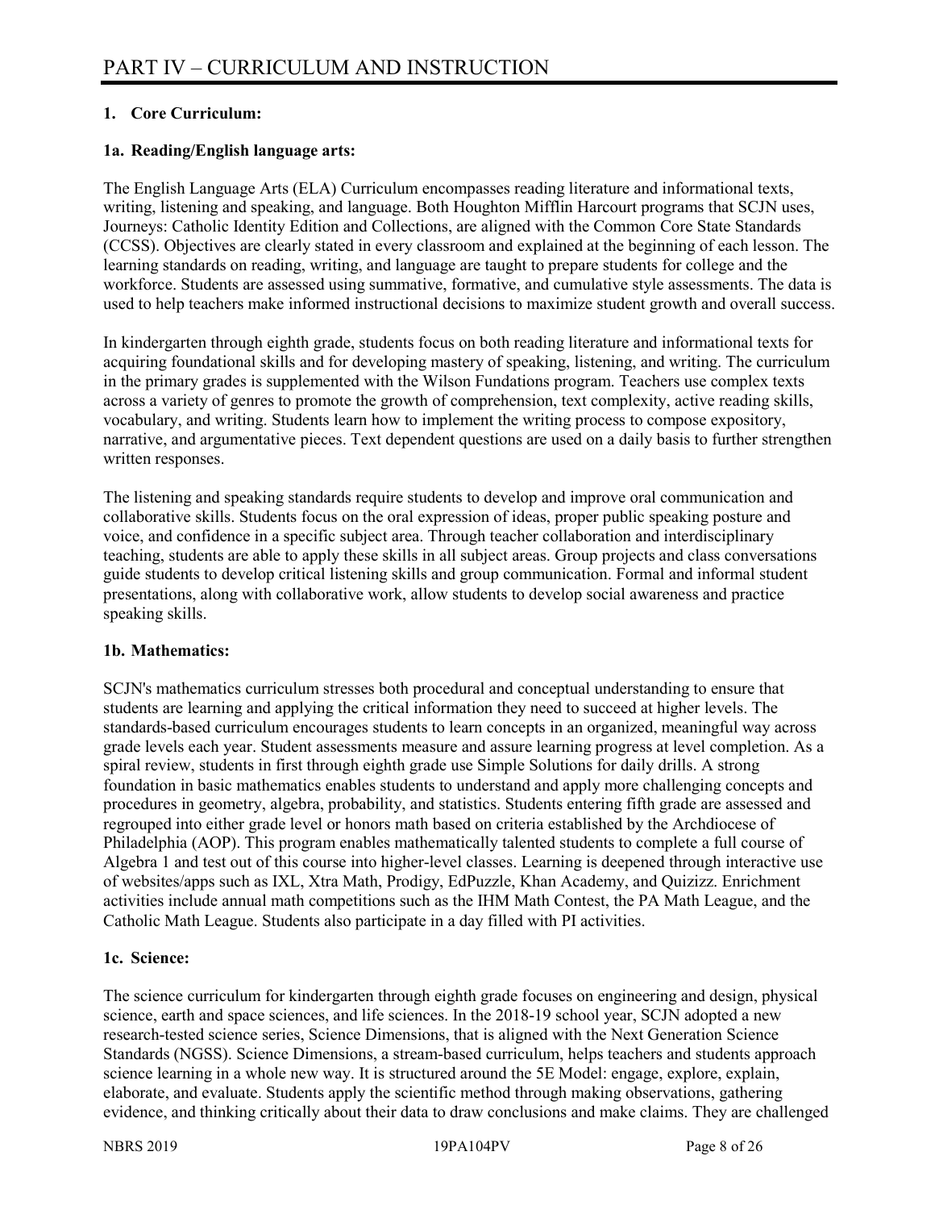# PART IV – CURRICULUM AND INSTRUCTION

**1. Core Curriculum:**

**1a. Reading/English language arts:**

The English Language Arts (ELA) Curriculum encompasses reading literature and informational texts, writing, listening and speaking, and language. Both Houghton Mifflin Harcourt programs that SCJN uses, Journeys: Catholic Identity Edition and Collections, are aligned with the Common Core State Standards (CCSS). Objectives are clearly stated in every classroom and explained at the beginning of each lesson. The learning standards on reading, writing, and language are taught to prepare students for college and the workforce. Students are assessed using summative, formative, and cumulative style assessments. The data is used to help teachers make informed instructional decisions to maximize student growth and overall success.

In kindergarten through eighth grade, students focus on both reading literature and informational texts for acquiring foundational skills and for developing mastery of speaking, listening, and writing. The curriculum in the primary grades is supplemented with the Wilson Fundations program. Teachers use complex texts across a variety of genres to promote the growth of comprehension, text complexity, active reading skills, vocabulary, and writing. Students learn how to implement the writing process to compose expository, narrative, and argumentative pieces. Text dependent questions are used on a daily basis to further strengthen written responses.

The listening and speaking standards require students to develop and improve oral communication and collaborative skills. Students focus on the oral expression of ideas, proper public speaking posture and voice, and confidence in a specific subject area. Through teacher collaboration and interdisciplinary teaching, students are able to apply these skills in all subject areas. Group projects and class conversations guide students to develop critical listening skills and group communication. Formal and informal student presentations, along with collaborative work, allow students to develop social awareness and practice speaking skills.

**1b. Mathematics:**

SCJN's mathematics curriculum stresses both procedural and conceptual understanding to ensure that students are learning and applying the critical information they need to succeed at higher levels. The standards-based curriculum encourages students to learn concepts in an organized, meaningful way across grade levels each year. Student assessments measure and assure learning progress at level completion. As a spiral review, students in first through eighth grade use Simple Solutions for daily drills. A strong foundation in basic mathematics enables students to understand and apply more challenging concepts and procedures in geometry, algebra, probability, and statistics. Students entering fifth grade are assessed and regrouped into either grade level or honors math based on criteria established by the Archdiocese of Philadelphia (AOP). This program enables mathematically talented students to complete a full course of Algebra 1 and test out of this course into higher-level classes. Learning is deepened through interactive use of websites/apps such as IXL, Xtra Math, Prodigy, EdPuzzle, Khan Academy, and Quizizz. Enrichment activities include annual math competitions such as the IHM Math Contest, the PA Math League, and the Catholic Math League. Students also participate in a day filled with PI activities.

**1c. Science:**

The science curriculum for kindergarten through eighth grade focuses on engineering and design, physical science, earth and space sciences, and life sciences. In the 2018-19 school year, SCJN adopted a new research-tested science series, Science Dimensions, that is aligned with the Next Generation Science Standards (NGSS). Science Dimensions, a stream-based curriculum, helps teachers and students approach science learning in a whole new way. It is structured around the 5E Model: engage, explore, explain, elaborate, and evaluate. Students apply the scientific method through making observations, gathering evidence, and thinking critically about their data to draw conclusions and make claims. They are challenged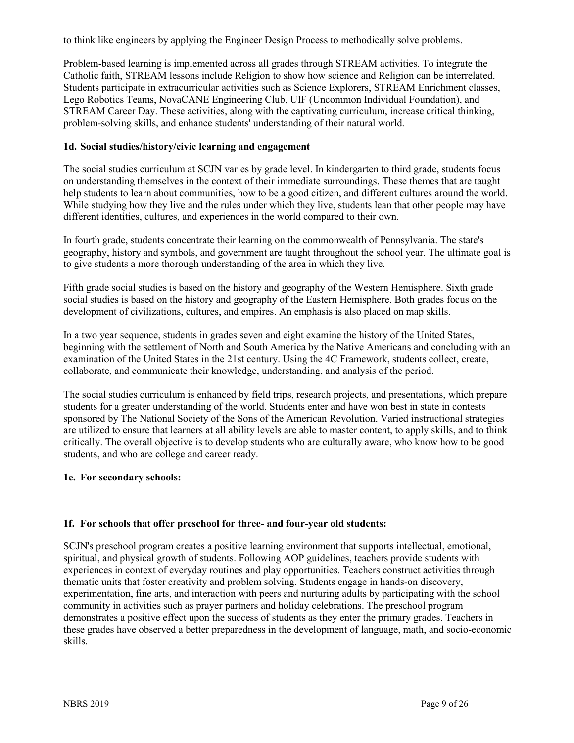to think like engineers by applying the Engineer Design Process to methodically solve problems.

Problem-based learning is implemented across all grades through STREAM activities. To integrate the Catholic faith, STREAM lessons include Religion to show how science and Religion can be interrelated. Students participate in extracurricular activities such as Science Explorers, STREAM Enrichment classes, Lego Robotics Teams, NovaCANE Engineering Club, UIF (Uncommon Individual Foundation), and STREAM Career Day. These activities, along with the captivating curriculum, increase critical thinking, problem-solving skills, and enhance students' understanding of their natural world.

### 1d. Social studies/history/civic learning and engagement

The social studies curriculum at SCJN varies by grade level. In kindergarten to third grade, students focus on understanding themselves in the context of their immediate surroundings. These themes that are taught help students to learn about communities, how to be a good citizen, and different cultures around the world. While studying how they live and the rules under which they live, students lean that other people may have different identities, cultures, and experiences in the world compared to their own.

In fourth grade, students concentrate their learning on the commonwealth of Pennsylvania. The state's geography, history and symbols, and government are taught throughout the school year. The ultimate goal is to give students a more thorough understanding of the area in which they live.

Fifth grade social studies is based on the history and geography of the Western Hemisphere. Sixth grade social studies is based on the history and geography of the Eastern Hemisphere. Both grades focus on the development of civilizations, cultures, and empires. An emphasis is also placed on map skills.

In a two year sequence, students in grades seven and eight examine the history of the United States, beginning with the settlement of North and South America by the Native Americans and concluding with an examination of the United States in the 21st century. Using the 4C Framework, students collect, create, collaborate, and communicate their knowledge, understanding, and analysis of the period.

The social studies curriculum is enhanced by field trips, research projects, and presentations, which prepare students for a greater understanding of the world. Students enter and have won best in state in contests sponsored by The National Society of the Sons of the American Revolution. Varied instructional strategies are utilized to ensure that learners at all ability levels are able to master content, to apply skills, and to think critically. The overall objective is to develop students who are culturally aware, who know how to be good students, and who are college and career ready.

### 1e. For secondary schools:

### 1f. For schools that offer preschool for three- and four-year old students:

SCJN's preschool program creates a positive learning environment that supports intellectual, emotional, spiritual, and physical growth of students. Following AOP guidelines, teachers provide students with experiences in context of everyday routines and play opportunities. Teachers construct activities through thematic units that foster creativity and problem solving. Students engage in hands-on discovery, experimentation, fine arts, and interaction with peers and nurturing adults by participating with the school community in activities such as prayer partners and holiday celebrations. The preschool program demonstrates a positive effect upon the success of students as they enter the primary grades. Teachers in these grades have observed a better preparedness in the development of language, math, and socio-economic skills.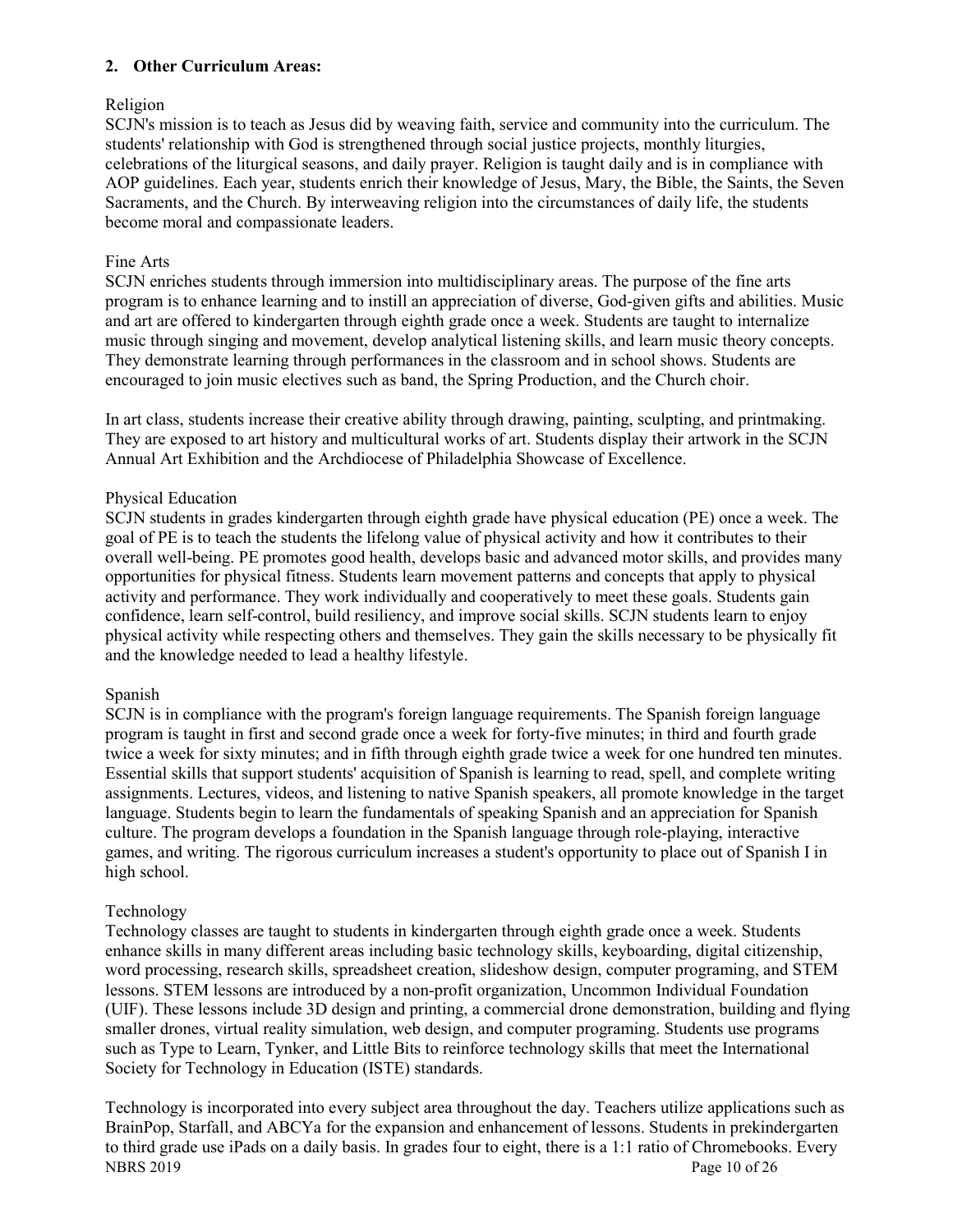**2. Other Curriculum Areas:**

Religion

SCJN's mission is to teach as Jesus did by weaving faith, service and community into the curriculum. The students' relationship with God is strengthened through social justice projects, monthly liturgies, celebrations of the liturgical seasons, and daily prayer. Religion is taught daily and is in compliance with AOP guidelines. Each year, students enrich their knowledge of Jesus, Mary, the Bible, the Saints, the Seven Sacraments, and the Church. By interweaving religion into the circumstances of daily life, the students become moral and compassionate leaders.

Fine Arts

SCJN enriches students through immersion into multidisciplinary areas. The purpose of the fine arts program is to enhance learning and to instill an appreciation of diverse, God-given gifts and abilities. Music and art are offered to kindergarten through eighth grade once a week. Students are taught to internalize music through singing and movement, develop analytical listening skills, and learn music theory concepts. They demonstrate learning through performances in the classroom and in school shows. Students are encouraged to join music electives such as band, the Spring Production, and the Church choir.

In art class, students increase their creative ability through drawing, painting, sculpting, and printmaking. They are exposed to art history and multicultural works of art. Students display their artwork in the SCJN Annual Art Exhibition and the Archdiocese of Philadelphia Showcase of Excellence.

Physical Education

SCJN students in grades kindergarten through eighth grade have physical education (PE) once a week. The goal of PE is to teach the students the lifelong value of physical activity and how it contributes to their overall well-being. PE promotes good health, develops basic and advanced motor skills, and provides many opportunities for physical fitness. Students learn movement patterns and concepts that apply to physical activity and performance. They work individually and cooperatively to meet these goals. Students gain confidence, learn self-control, build resiliency, and improve social skills. SCJN students learn to enjoy physical activity while respecting others and themselves. They gain the skills necessary to be physically fit and the knowledge needed to lead a healthy lifestyle.

Spanish

SCJN is in compliance with the program's foreign language requirements. The Spanish foreign language program is taught in first and second grade once a week for forty-five minutes; in third and fourth grade twice a week for sixty minutes; and in fifth through eighth grade twice a week for one hundred ten minutes. Essential skills that support students' acquisition of Spanish is learning to read, spell, and complete writing assignments. Lectures, videos, and listening to native Spanish speakers, all promote knowledge in the target language. Students begin to learn the fundamentals of speaking Spanish and an appreciation for Spanish culture. The program develops a foundation in the Spanish language through role-playing, interactive games, and writing. The rigorous curriculum increases a student's opportunity to place out of Spanish I in high school.

Technology

Technology classes are taught to students in kindergarten through eighth grade once a week. Students enhance skills in many different areas including basic technology skills, keyboarding, digital citizenship, word processing, research skills, spreadsheet creation, slideshow design, computer programing, and STEM lessons. STEM lessons are introduced by a non-profit organization, Uncommon Individual Foundation (UIF). These lessons include 3D design and printing, a commercial drone demonstration, building and flying smaller drones, virtual reality simulation, web design, and computer programing. Students use programs such as Type to Learn, Tynker, and Little Bits to reinforce technology skills that meet the International Society for Technology in Education (ISTE) standards.

Technology is incorporated into every subject area throughout the day. Teachers utilize applications such as BrainPop, Starfall, and ABCYa for the expansion and enhancement of lessons. Students in prekindergarten to third grade use iPads on a daily basis. In grades four to eight, there is a 1:1 ratio of Chromebooks. Every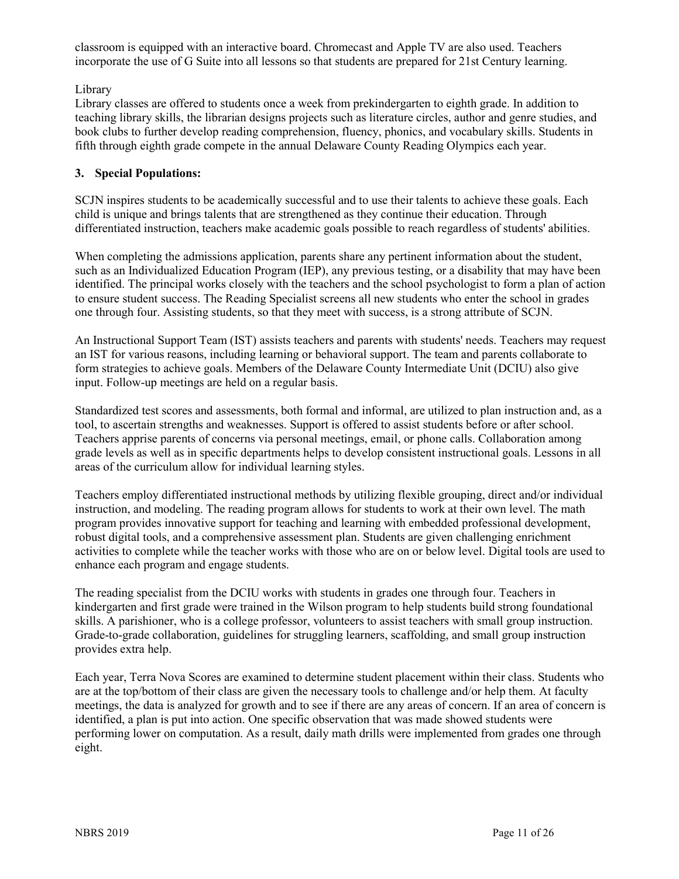classroom is equipped with an interactive board. Chromecast and Apple TV are also used. Teachers incorporate the use of G Suite into all lessons so that students are prepared for 21st Century learning.

Library

Library classes are offered to students once a week from prekindergarten to eighth grade. In addition to teaching library skills, the librarian designs projects such as literature circles, author and genre studies, and book clubs to further develop reading comprehension, fluency, phonics, and vocabulary skills. Students in fifth through eighth grade compete in the annual Delaware County Reading Olympics each year.

**3. Special Populations:**

SCJN inspires students to be academically successful and to use their talents to achieve these goals. Each child is unique and brings talents that are strengthened as they continue their education. Through differentiated instruction, teachers make academic goals possible to reach regardless of students' abilities.

When completing the admissions application, parents share any pertinent information about the student, such as an Individualized Education Program (IEP), any previous testing, or a disability that may have been identified. The principal works closely with the teachers and the school psychologist to form a plan of action to ensure student success. The Reading Specialist screens all new students who enter the school in grades one through four. Assisting students, so that they meet with success, is a strong attribute of SCJN.

An Instructional Support Team (IST) assists teachers and parents with students' needs. Teachers may request an IST for various reasons, including learning or behavioral support. The team and parents collaborate to form strategies to achieve goals. Members of the Delaware County Intermediate Unit (DCIU) also give input. Follow-up meetings are held on a regular basis.

Standardized test scores and assessments, both formal and informal, are utilized to plan instruction and, as a tool, to ascertain strengths and weaknesses. Support is offered to assist students before or after school. Teachers apprise parents of concerns via personal meetings, email, or phone calls. Collaboration among grade levels as well as in specific departments helps to develop consistent instructional goals. Lessons in all areas of the curriculum allow for individual learning styles.

Teachers employ differentiated instructional methods by utilizing flexible grouping, direct and/or individual instruction, and modeling. The reading program allows for students to work at their own level. The math program provides innovative support for teaching and learning with embedded professional development, robust digital tools, and a comprehensive assessment plan. Students are given challenging enrichment activities to complete while the teacher works with those who are on or below level. Digital tools are used to enhance each program and engage students.

The reading specialist from the DCIU works with students in grades one through four. Teachers in kindergarten and first grade were trained in the Wilson program to help students build strong foundational skills. A parishioner, who is a college professor, volunteers to assist teachers with small group instruction. Grade-to-grade collaboration, guidelines for struggling learners, scaffolding, and small group instruction provides extra help.

Each year, Terra Nova Scores are examined to determine student placement within their class. Students who are at the top/bottom of their class are given the necessary tools to challenge and/or help them. At faculty meetings, the data is analyzed for growth and to see if there are any areas of concern. If an area of concern is identified, a plan is put into action. One specific observation that was made showed students were performing lower on computation. As a result, daily math drills were implemented from grades one through eight.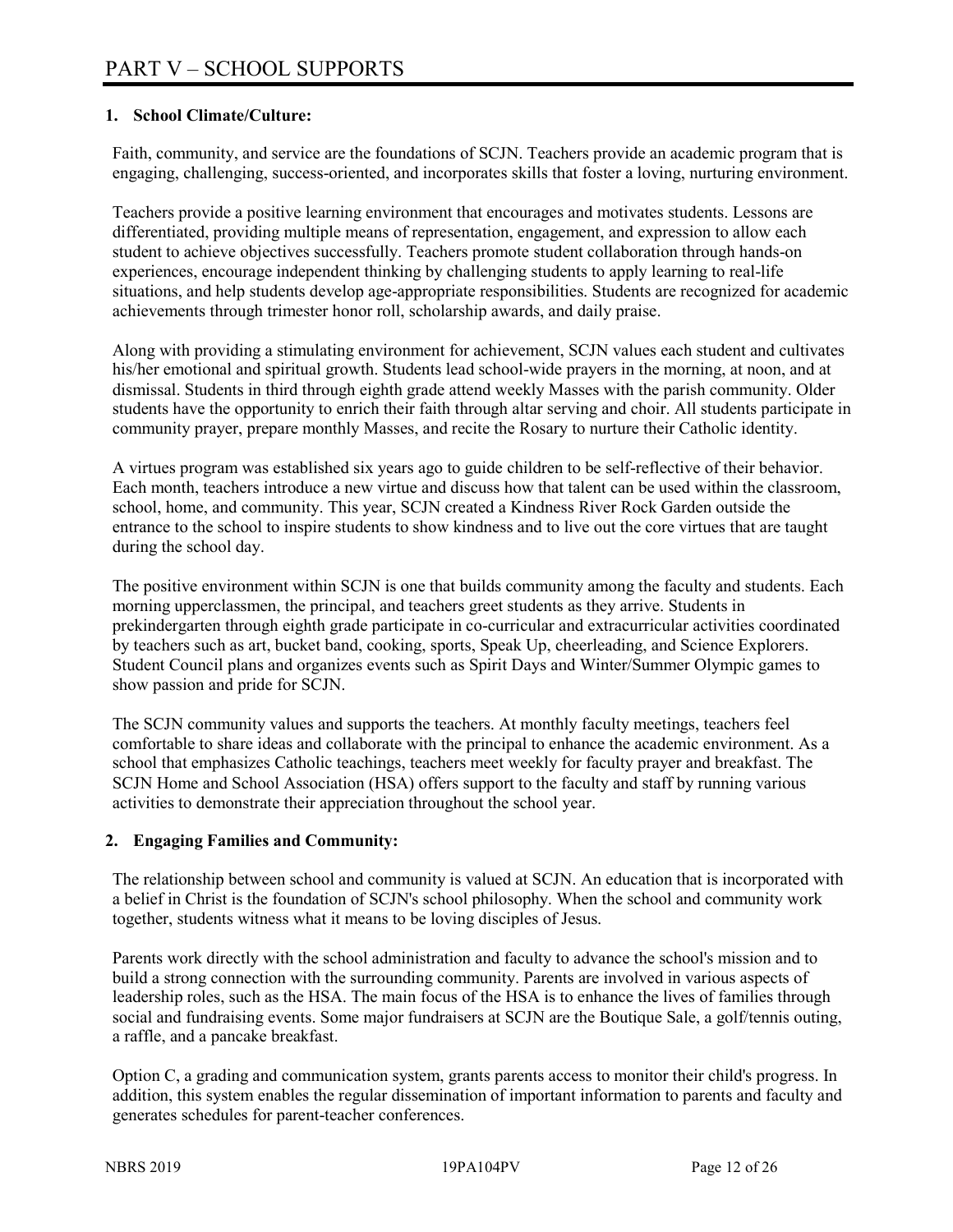# PART V – SCHOOL SUPPORTS

## 1. School Climate/Culture:

Faith, community, and service are the foundations of SCJN. Teachers provide an academic program that is engaging, challenging, success-oriented, and incorporates skills that foster a loving, nurturing environment.

Teachers provide a positive learning environment that encourages and motivates students. Lessons are differentiated, providing multiple means of representation, engagement, and expression to allow each student to achieve objectives successfully. Teachers promote student collaboration through hands-on experiences, encourage independent thinking by challenging students to apply learning to real-life situations, and help students develop age-appropriate responsibilities. Students are recognized for academic achievements through trimester honor roll, scholarship awards, and daily praise.

Along with providing a stimulating environment for achievement, SCJN values each student and cultivates his/her emotional and spiritual growth. Students lead school-wide prayers in the morning, at noon, and at dismissal. Students in third through eighth grade attend weekly Masses with the parish community. Older students have the opportunity to enrich their faith through altar serving and choir. All students participate in community prayer, prepare monthly Masses, and recite the Rosary to nurture their Catholic identity.

A virtues program was established six years ago to guide children to be self-reflective of their behavior. Each month, teachers introduce a new virtue and discuss how that talent can be used within the classroom, school, home, and community. This year, SCJN created a Kindness River Rock Garden outside the entrance to the school to inspire students to show kindness and to live out the core virtues that are taught during the school day.

The positive environment within SCJN is one that builds community among the faculty and students. Each morning upperclassmen, the principal, and teachers greet students as they arrive. Students in prekindergarten through eighth grade participate in co-curricular and extracurricular activities coordinated by teachers such as art, bucket band, cooking, sports, Speak Up, cheerleading, and Science Explorers. Student Council plans and organizes events such as Spirit Days and Winter/Summer Olympic games to show passion and pride for SCJN.

The SCJN community values and supports the teachers. At monthly faculty meetings, teachers feel comfortable to share ideas and collaborate with the principal to enhance the academic environment. As a school that emphasizes Catholic teachings, teachers meet weekly for faculty prayer and breakfast. The SCJN Home and School Association (HSA) offers support to the faculty and staff by running various activities to demonstrate their appreciation throughout the school year.

## 2. Engaging Families and Community:

The relationship between school and community is valued at SCJN. An education that is incorporated with a belief in Christ is the foundation of SCJN's school philosophy. When the school and community work together, students witness what it means to be loving disciples of Jesus.

Parents work directly with the school administration and faculty to advance the school's mission and to build a strong connection with the surrounding community. Parents are involved in various aspects of leadership roles, such as the HSA. The main focus of the HSA is to enhance the lives of families through social and fundraising events. Some major fundraisers at SCJN are the Boutique Sale, a golf/tennis outing, a raffle, and a pancake breakfast.

Option C, a grading and communication system, grants parents access to monitor their child's progress. In addition, this system enables the regular dissemination of important information to parents and faculty and generates schedules for parent-teacher conferences.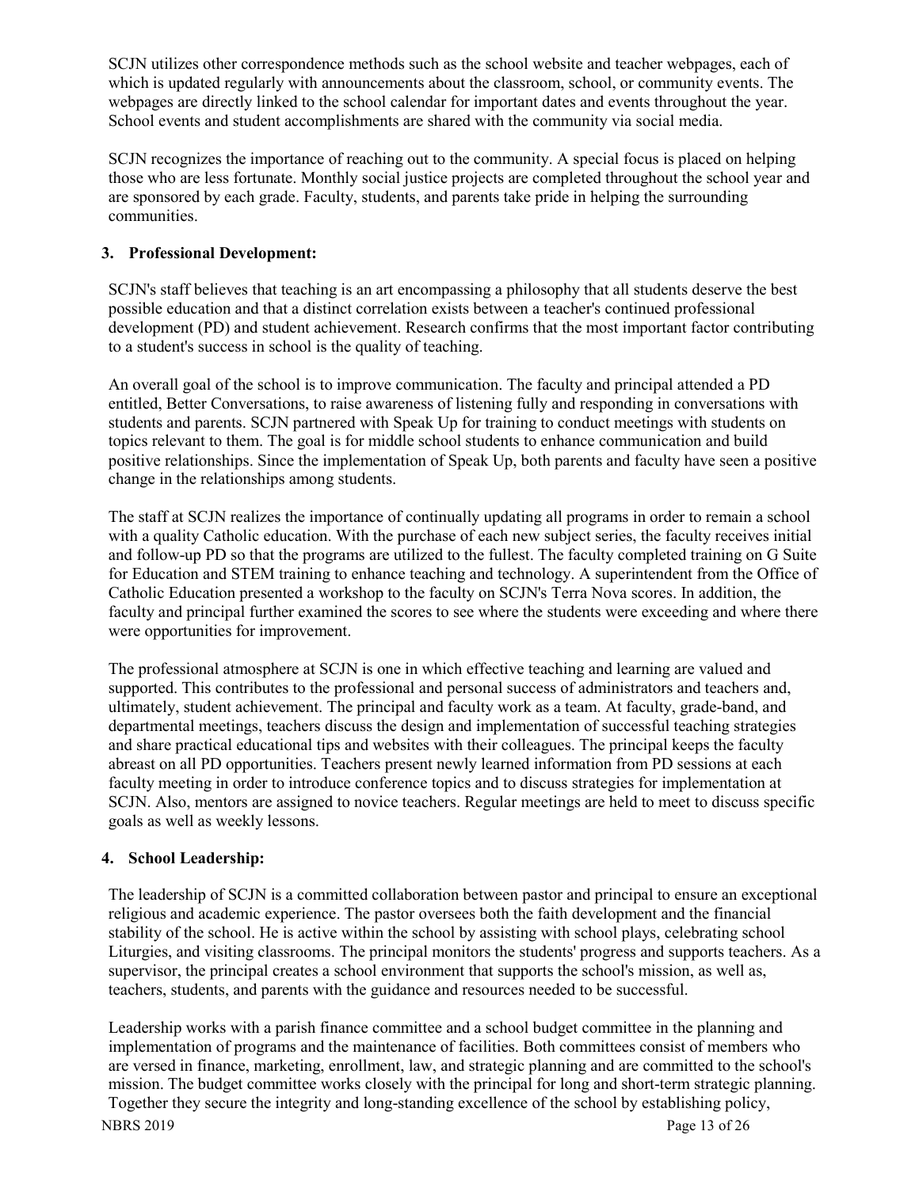SCJN utilizes other correspondence methods such as the school website and teacher webpages, each of which is updated regularly with announcements about the classroom, school, or community events. The webpages are directly linked to the school calendar for important dates and events throughout the year. School events and student accomplishments are shared with the community via social media.

SCJN recognizes the importance of reaching out to the community. A special focus is placed on helping those who are less fortunate. Monthly social justice projects are completed throughout the school year and are sponsored by each grade. Faculty, students, and parents take pride in helping the surrounding communities.

### 3. Professional Development:

SCJN's staff believes that teaching is an art encompassing a philosophy that all students deserve the best possible education and that a distinct correlation exists between a teacher's continued professional development (PD) and student achievement. Research confirms that the most important factor contributing to a student's success in school is the quality of teaching.

An overall goal of the school is to improve communication. The faculty and principal attended a PD entitled, Better Conversations, to raise awareness of listening fully and responding in conversations with students and parents. SCJN partnered with Speak Up for training to conduct meetings with students on topics relevant to them. The goal is for middle school students to enhance communication and build positive relationships. Since the implementation of Speak Up, both parents and faculty have seen a positive change in the relationships among students.

The staff at SCJN realizes the importance of continually updating all programs in order to remain a school with a quality Catholic education. With the purchase of each new subject series, the faculty receives initial and follow-up PD so that the programs are utilized to the fullest. The faculty completed training on G Suite for Education and STEM training to enhance teaching and technology. A superintendent from the Office of Catholic Education presented a workshop to the faculty on SCJN's Terra Nova scores. In addition, the faculty and principal further examined the scores to see where the students were exceeding and where there were opportunities for improvement.

The professional atmosphere at SCJN is one in which effective teaching and learning are valued and supported. This contributes to the professional and personal success of administrators and teachers and, ultimately, student achievement. The principal and faculty work as a team. At faculty, grade-band, and departmental meetings, teachers discuss the design and implementation of successful teaching strategies and share practical educational tips and websites with their colleagues. The principal keeps the faculty abreast on all PD opportunities. Teachers present newly learned information from PD sessions at each faculty meeting in order to introduce conference topics and to discuss strategies for implementation at SCJN. Also, mentors are assigned to novice teachers. Regular meetings are held to meet to discuss specific goals as well as weekly lessons.

### 4. School Leadership:

The leadership of SCJN is a committed collaboration between pastor and principal to ensure an exceptional religious and academic experience. The pastor oversees both the faith development and the financial stability of the school. He is active within the school by assisting with school plays, celebrating school Liturgies, and visiting classrooms. The principal monitors the students' progress and supports teachers. As a supervisor, the principal creates a school environment that supports the school's mission, as well as, teachers, students, and parents with the guidance and resources needed to be successful.

Leadership works with a parish finance committee and a school budget committee in the planning and implementation of programs and the maintenance of facilities. Both committees consist of members who are versed in finance, marketing, enrollment, law, and strategic planning and are committed to the school's mission. The budget committee works closely with the principal for long and short-term strategic planning. Together they secure the integrity and long-standing excellence of the school by establishing policy,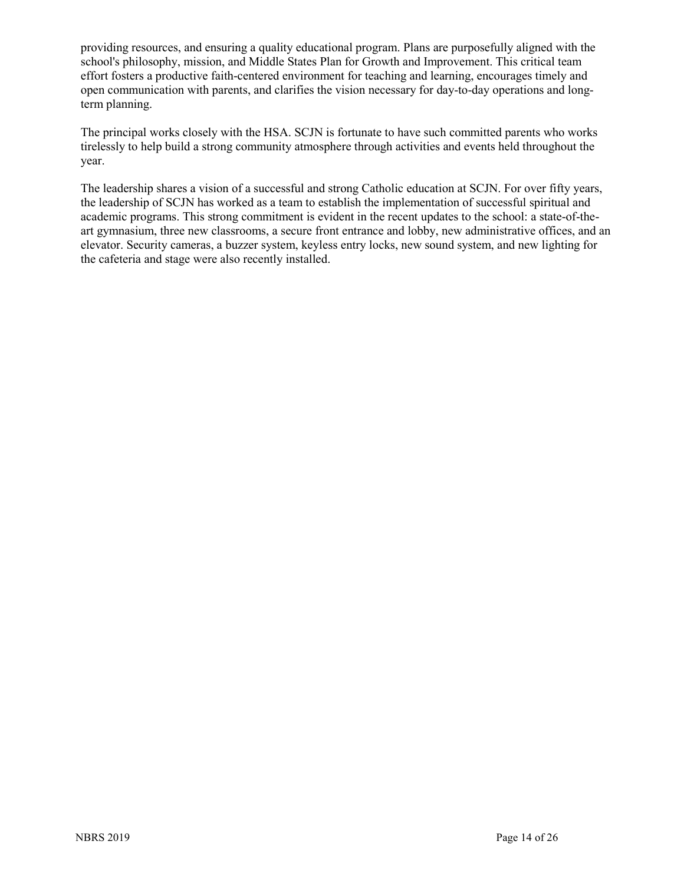providing resources, and ensuring a quality educational program. Plans are purposefully aligned with the school's philosophy, mission, and Middle States Plan for Growth and Improvement. This critical team effort fosters a productive faith-centered environment for teaching and learning, encourages timely and open communication with parents, and clarifies the vision necessary for day-to-day operations and long-term planning.

The principal works closely with the HSA. SCJN is fortunate to have such committed parents who works tirelessly to help build a strong community atmosphere through activities and events held throughout the year.

The leadership shares a vision of a successful and strong Catholic education at SCJN. For over fifty years, the leadership of SCJN has worked as a team to establish the implementation of successful spiritual and academic programs. This strong commitment is evident in the recent updates to the school: a state-of-the-art gymnasium, three new classrooms, a secure front entrance and lobby, new administrative offices, and an elevator. Security cameras, a buzzer system, keyless entry locks, new sound system, and new lighting for the cafeteria and stage were also recently installed.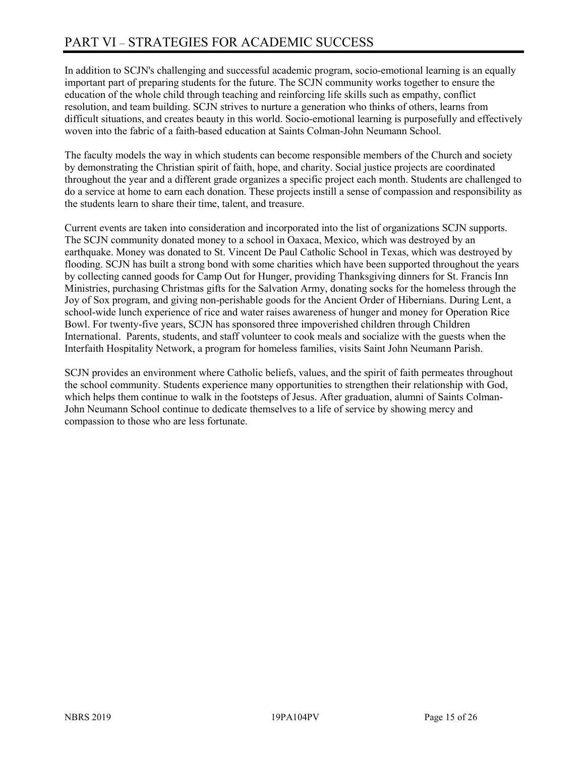# PART VI – STRATEGIES FOR ACADEMIC SUCCESS

In addition to SCJN's challenging and successful academic program, socio-emotional learning is an equally important part of preparing students for the future. The SCJN community works together to ensure the education of the whole child through teaching and reinforcing life skills such as empathy, conflict resolution, and team building. SCJN strives to nurture a generation who thinks of others, learns from difficult situations, and creates beauty in this world. Socio-emotional learning is purposefully and effectively woven into the fabric of a faith-based education at Saints Colman-John Neumann School.

The faculty models the way in which students can become responsible members of the Church and society by demonstrating the Christian spirit of faith, hope, and charity. Social justice projects are coordinated throughout the year and a different grade organizes a specific project each month. Students are challenged to do a service at home to earn each donation. These projects instill a sense of compassion and responsibility as the students learn to share their time, talent, and treasure.

Current events are taken into consideration and incorporated into the list of organizations SCJN supports. The SCJN community donated money to a school in Oaxaca, Mexico, which was destroyed by an earthquake. Money was donated to St. Vincent De Paul Catholic School in Texas, which was destroyed by flooding. SCJN has built a strong bond with some charities which have been supported throughout the years by collecting canned goods for Camp Out for Hunger, providing Thanksgiving dinners for St. Francis Inn Ministries, purchasing Christmas gifts for the Salvation Army, donating socks for the homeless through the Joy of Sox program, and giving non-perishable goods for the Ancient Order of Hibernians. During Lent, a school-wide lunch experience of rice and water raises awareness of hunger and money for Operation Rice Bowl. For twenty-five years, SCJN has sponsored three impoverished children through Children International. Parents, students, and staff volunteer to cook meals and socialize with the guests when the Interfaith Hospitality Network, a program for homeless families, visits Saint John Neumann Parish.

SCJN provides an environment where Catholic beliefs, values, and the spirit of faith permeates throughout the school community. Students experience many opportunities to strengthen their relationship with God, which helps them continue to walk in the footsteps of Jesus. After graduation, alumni of Saints Colman-John Neumann School continue to dedicate themselves to a life of service by showing mercy and compassion to those who are less fortunate.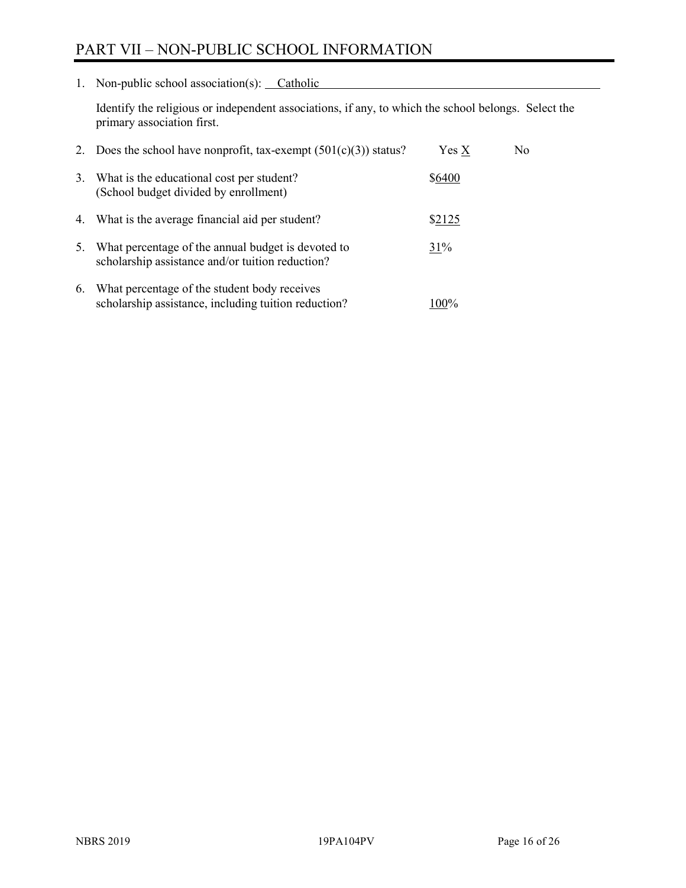# PART VII – NON-PUBLIC SCHOOL INFORMATION

1. Non-public school association(s): Catholic

   Identify the religious or independent associations, if any, to which the school belongs. Select the primary association first.

2. Does the school have nonprofit, tax-exempt (501(c)(3)) status? Yes X No

3. What is the educational cost per student? (School budget divided by enrollment) $6400

4. What is the average financial aid per student? $2125

5. What percentage of the annual budget is devoted to scholarship assistance and/or tuition reduction? 31%

6. What percentage of the student body receives scholarship assistance, including tuition reduction? 100%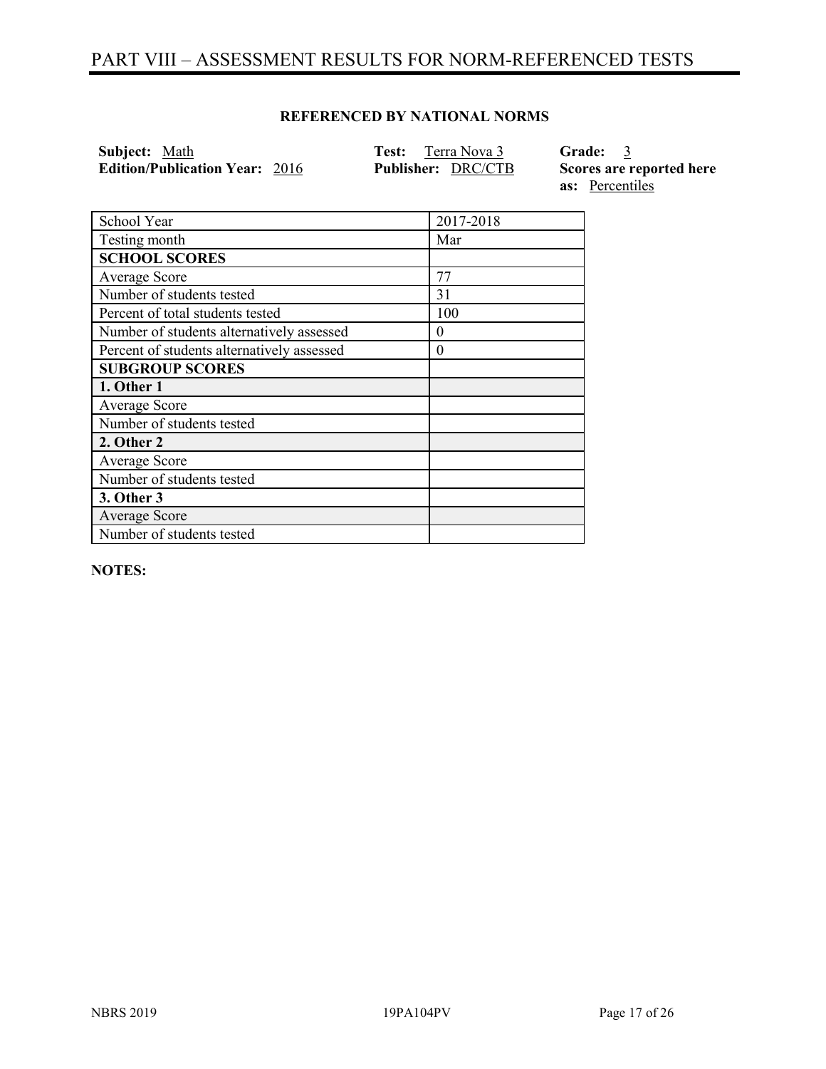# PART VIII – ASSESSMENT RESULTS FOR NORM-REFERENCED TESTS

**REFERENCED BY NATIONAL NORMS**

**Subject:** Math
**Edition/Publication Year:** 2016
**Test:** Terra Nova 3
**Publisher:** DRC/CTB
**Grade:** 3
**Scores are reported here as:** Percentiles

| School Year | 2017-2018 |
|---|---|
| Testing month | Mar |
| **SCHOOL SCORES** | |
| Average Score | 77 |
| Number of students tested | 31 |
| Percent of total students tested | 100 |
| Number of students alternatively assessed | 0 |
| Percent of students alternatively assessed | 0 |
| **SUBGROUP SCORES** | |
| **1. Other 1** | |
| Average Score | |
| Number of students tested | |
| **2. Other 2** | |
| Average Score | |
| Number of students tested | |
| **3. Other 3** | |
| Average Score | |
| Number of students tested | |

**NOTES:**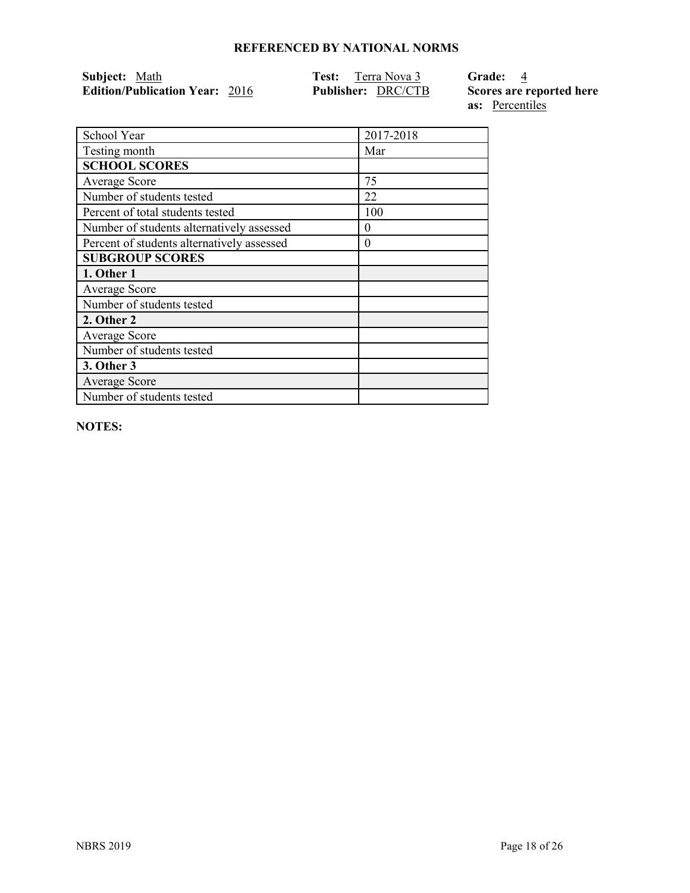## REFERENCED BY NATIONAL NORMS

**Subject:** Math
**Edition/Publication Year:** 2016

**Test:** Terra Nova 3
**Publisher:** DRC/CTB

**Grade:** 4
**Scores are reported here as:** Percentiles

| School Year | 2017-2018 |
|---|---|
| Testing month | Mar |
| **SCHOOL SCORES** | |
| Average Score | 75 |
| Number of students tested | 22 |
| Percent of total students tested | 100 |
| Number of students alternatively assessed | 0 |
| Percent of students alternatively assessed | 0 |
| **SUBGROUP SCORES** | |
| **1. Other 1** | |
| Average Score | |
| Number of students tested | |
| **2. Other 2** | |
| Average Score | |
| Number of students tested | |
| **3. Other 3** | |
| Average Score | |
| Number of students tested | |

**NOTES:**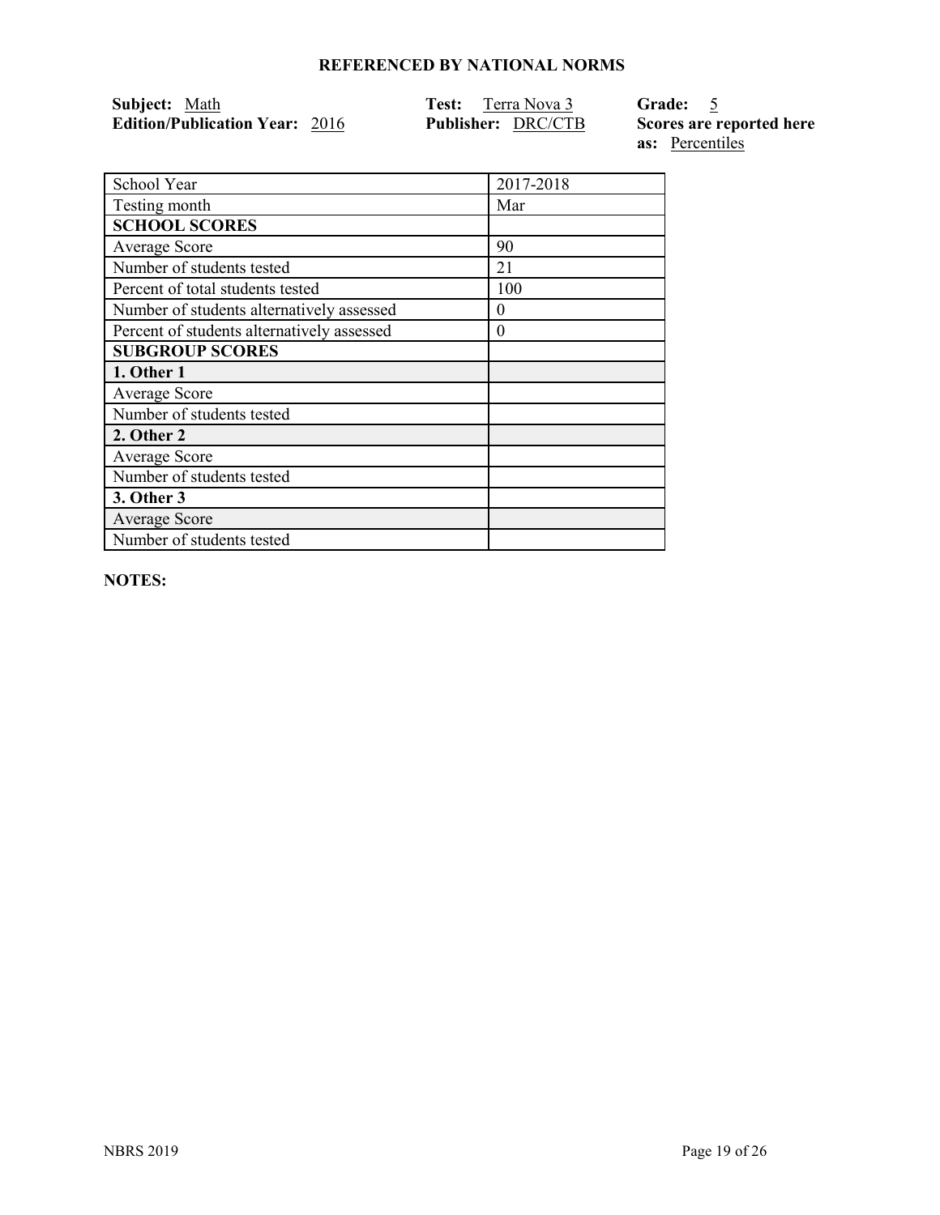## REFERENCED BY NATIONAL NORMS

**Subject:** Math
**Edition/Publication Year:** 2016
**Test:** Terra Nova 3
**Publisher:** DRC/CTB
**Grade:** 5
**Scores are reported here as:** Percentiles

| School Year | 2017-2018 |
|---|---|
| Testing month | Mar |
| **SCHOOL SCORES** | |
| Average Score | 90 |
| Number of students tested | 21 |
| Percent of total students tested | 100 |
| Number of students alternatively assessed | 0 |
| Percent of students alternatively assessed | 0 |
| **SUBGROUP SCORES** | |
| **1. Other 1** | |
| Average Score | |
| Number of students tested | |
| **2. Other 2** | |
| Average Score | |
| Number of students tested | |
| **3. Other 3** | |
| Average Score | |
| Number of students tested | |

**NOTES:**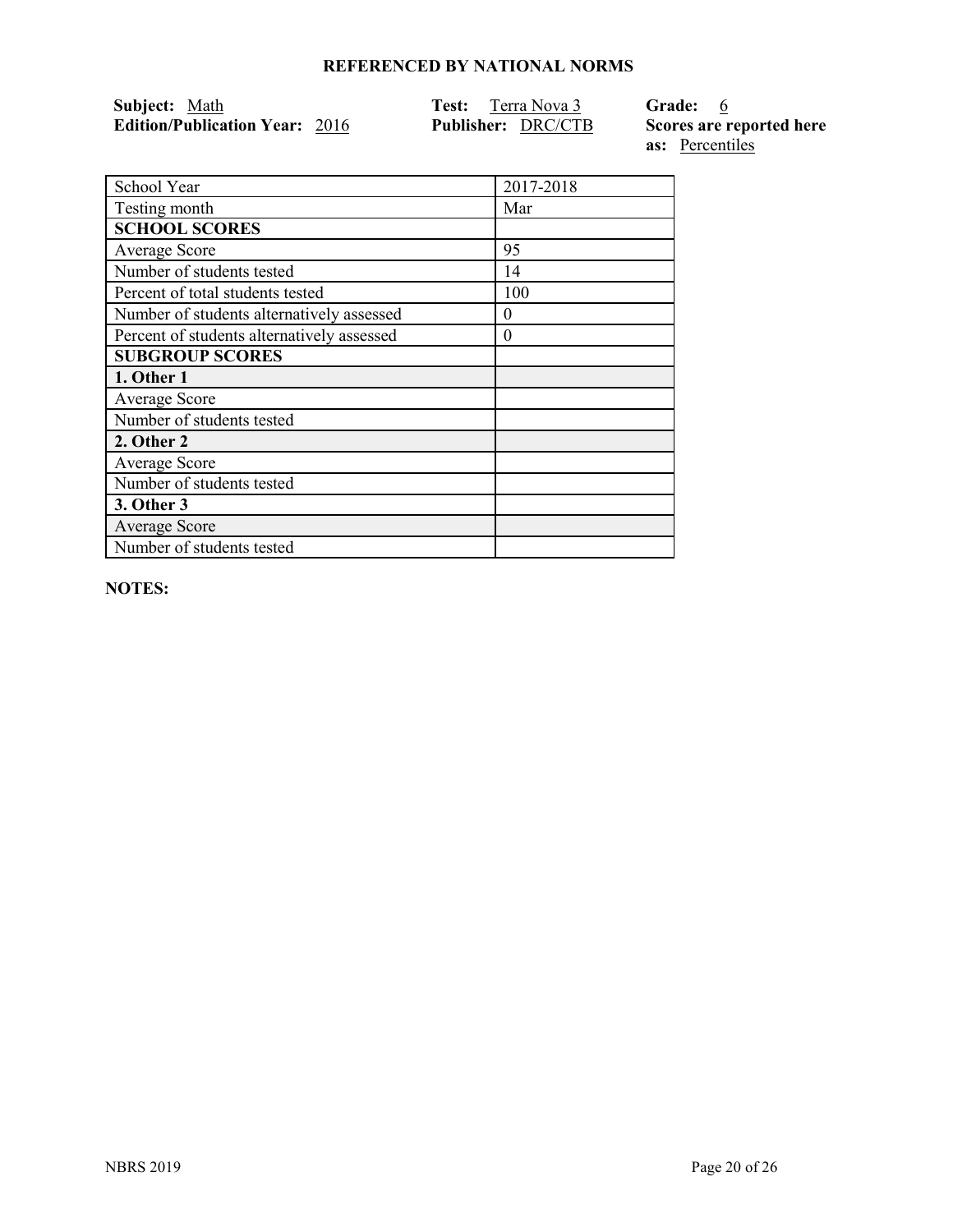## REFERENCED BY NATIONAL NORMS

**Subject:** Math
**Edition/Publication Year:** 2016
**Test:** Terra Nova 3
**Publisher:** DRC/CTB
**Grade:** 6
**Scores are reported here as:** Percentiles

| School Year | 2017-2018 |
|---|---|
| Testing month | Mar |
| **SCHOOL SCORES** | |
| Average Score | 95 |
| Number of students tested | 14 |
| Percent of total students tested | 100 |
| Number of students alternatively assessed | 0 |
| Percent of students alternatively assessed | 0 |
| **SUBGROUP SCORES** | |
| **1. Other 1** | |
| Average Score | |
| Number of students tested | |
| **2. Other 2** | |
| Average Score | |
| Number of students tested | |
| **3. Other 3** | |
| Average Score | |
| Number of students tested | |

**NOTES:**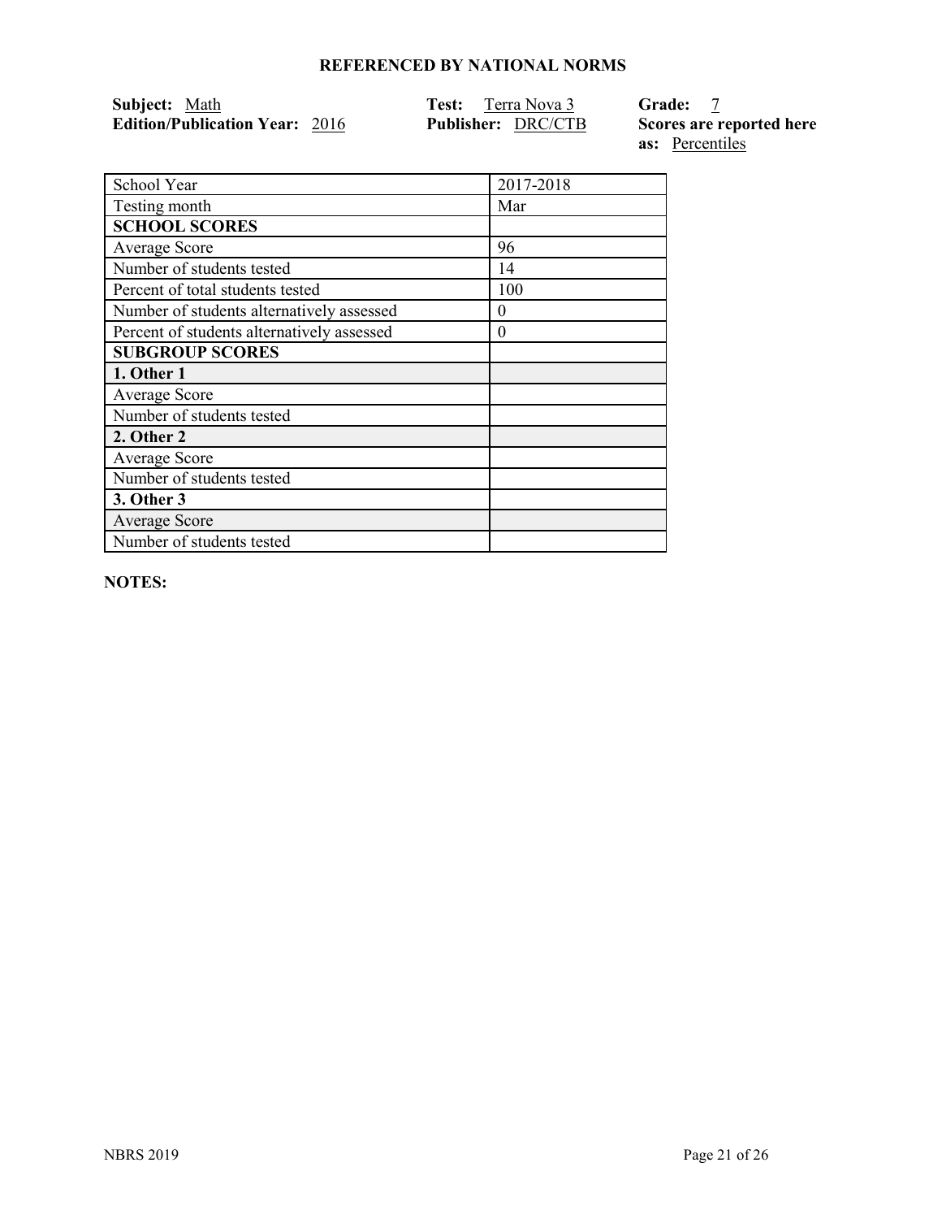**REFERENCED BY NATIONAL NORMS**

**Subject:** Math
**Edition/Publication Year:** 2016
**Test:** Terra Nova 3
**Publisher:** DRC/CTB
**Grade:** 7
**Scores are reported here as:** Percentiles

| School Year | 2017-2018 |
|---|---|
| Testing month | Mar |
| **SCHOOL SCORES** | |
| Average Score | 96 |
| Number of students tested | 14 |
| Percent of total students tested | 100 |
| Number of students alternatively assessed | 0 |
| Percent of students alternatively assessed | 0 |
| **SUBGROUP SCORES** | |
| **1. Other 1** | |
| Average Score | |
| Number of students tested | |
| **2. Other 2** | |
| Average Score | |
| Number of students tested | |
| **3. Other 3** | |
| Average Score | |
| Number of students tested | |

**NOTES:**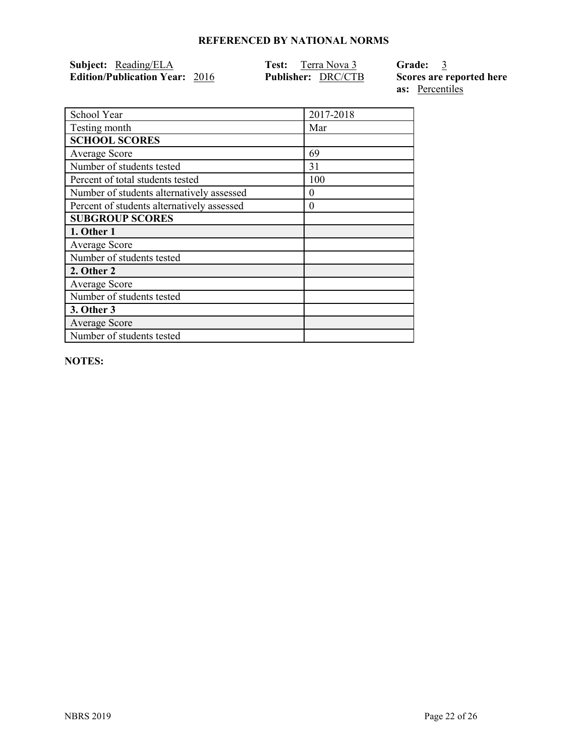## REFERENCED BY NATIONAL NORMS

**Subject:** Reading/ELA
**Edition/Publication Year:** 2016
**Test:** Terra Nova 3
**Publisher:** DRC/CTB
**Grade:** 3
**Scores are reported here as:** Percentiles

| School Year | 2017-2018 |
|---|---|
| Testing month | Mar |
| **SCHOOL SCORES** | |
| Average Score | 69 |
| Number of students tested | 31 |
| Percent of total students tested | 100 |
| Number of students alternatively assessed | 0 |
| Percent of students alternatively assessed | 0 |
| **SUBGROUP SCORES** | |
| **1. Other 1** | |
| Average Score | |
| Number of students tested | |
| **2. Other 2** | |
| Average Score | |
| Number of students tested | |
| **3. Other 3** | |
| Average Score | |
| Number of students tested | |

**NOTES:**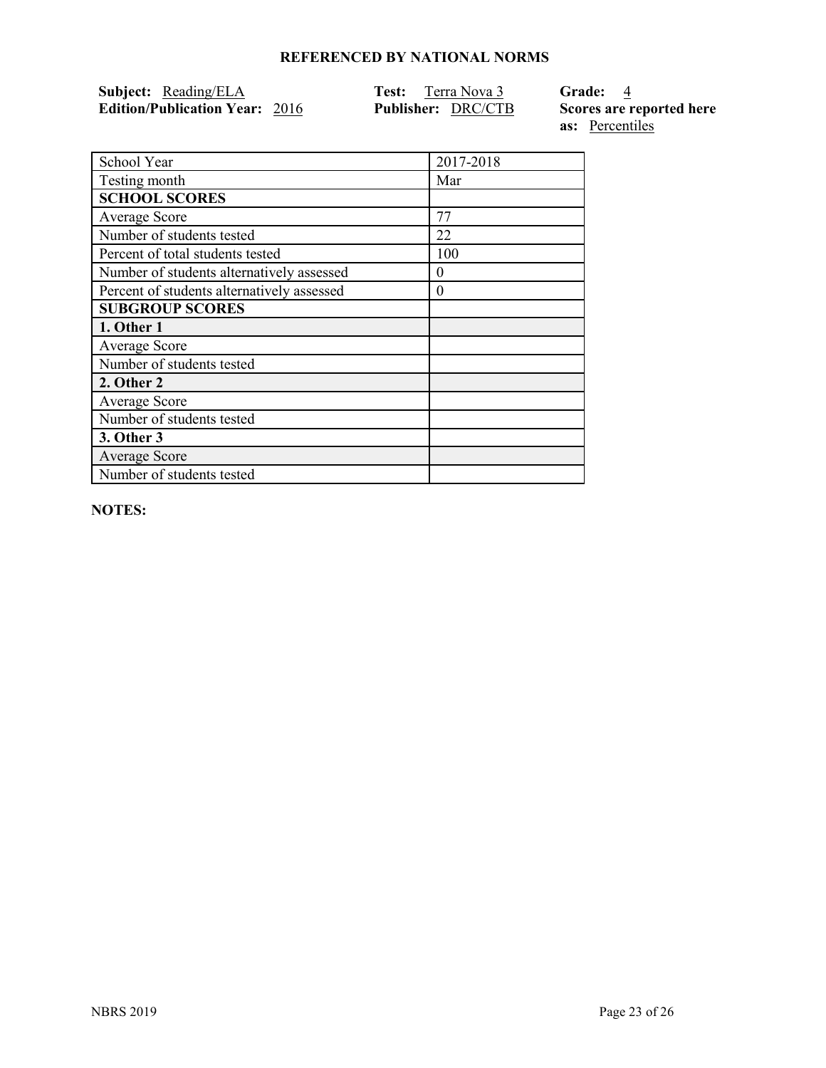**REFERENCED BY NATIONAL NORMS**

**Subject:** Reading/ELA
**Edition/Publication Year:** 2016
**Test:** Terra Nova 3
**Publisher:** DRC/CTB
**Grade:** 4
**Scores are reported here as:** Percentiles

| School Year | 2017-2018 |
|---|---|
| Testing month | Mar |
| **SCHOOL SCORES** | |
| Average Score | 77 |
| Number of students tested | 22 |
| Percent of total students tested | 100 |
| Number of students alternatively assessed | 0 |
| Percent of students alternatively assessed | 0 |
| **SUBGROUP SCORES** | |
| **1. Other 1** | |
| Average Score | |
| Number of students tested | |
| **2. Other 2** | |
| Average Score | |
| Number of students tested | |
| **3. Other 3** | |
| Average Score | |
| Number of students tested | |

**NOTES:**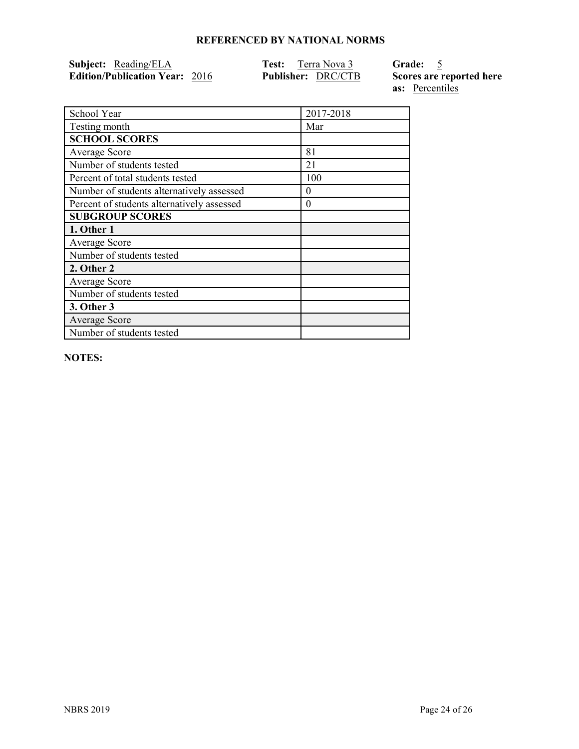## REFERENCED BY NATIONAL NORMS

**Subject:** Reading/ELA
**Edition/Publication Year:** 2016
**Test:** Terra Nova 3
**Publisher:** DRC/CTB
**Grade:** 5
**Scores are reported here as:** Percentiles

| School Year | 2017-2018 |
| --- | --- |
| Testing month | Mar |
| **SCHOOL SCORES** | |
| Average Score | 81 |
| Number of students tested | 21 |
| Percent of total students tested | 100 |
| Number of students alternatively assessed | 0 |
| Percent of students alternatively assessed | 0 |
| **SUBGROUP SCORES** | |
| **1. Other 1** | |
| Average Score | |
| Number of students tested | |
| **2. Other 2** | |
| Average Score | |
| Number of students tested | |
| **3. Other 3** | |
| Average Score | |
| Number of students tested | |

**NOTES:**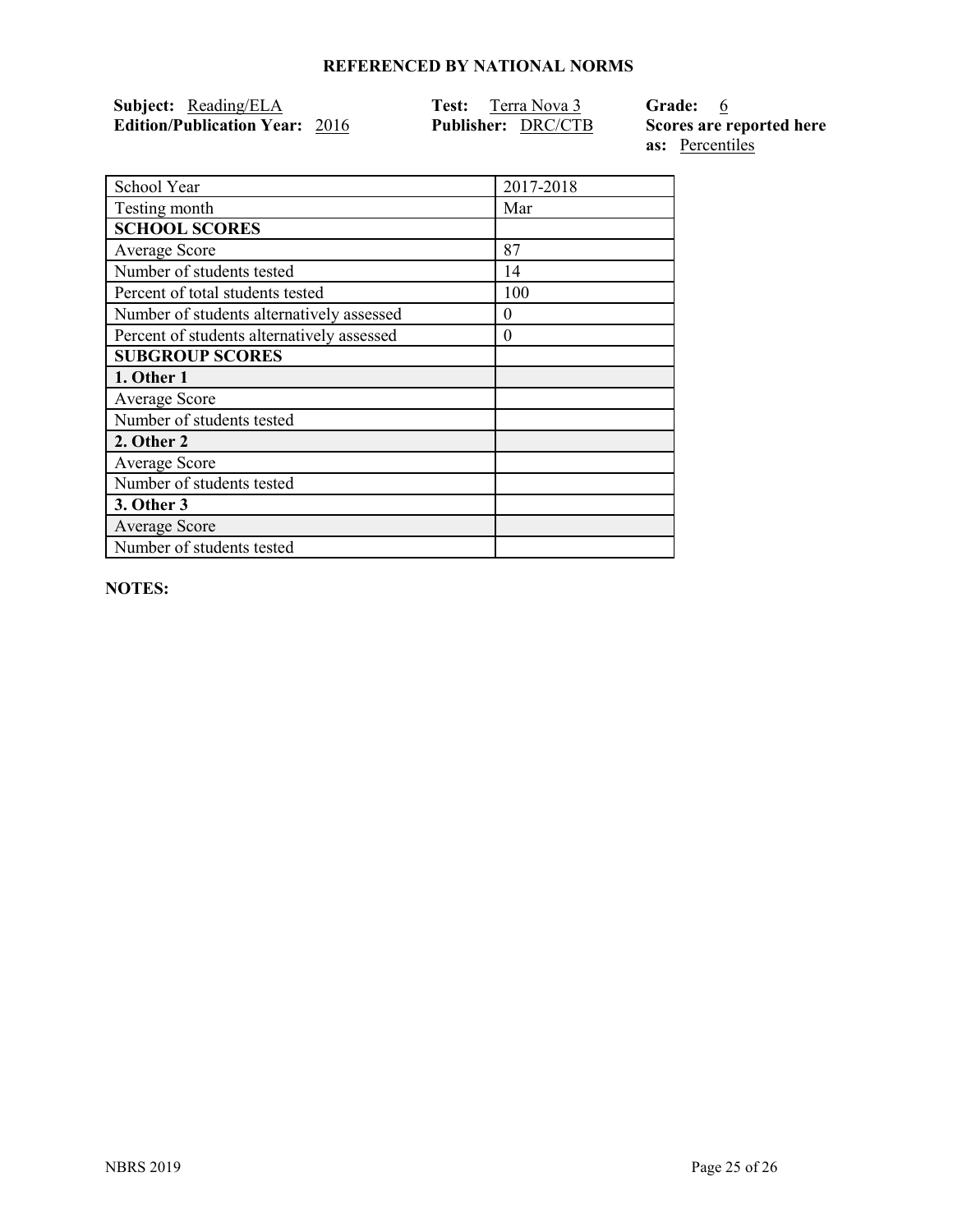## REFERENCED BY NATIONAL NORMS

**Subject:** Reading/ELA
**Edition/Publication Year:** 2016
**Test:** Terra Nova 3
**Publisher:** DRC/CTB
**Grade:** 6
**Scores are reported here as:** Percentiles

| School Year | 2017-2018 |
|---|---|
| Testing month | Mar |
| **SCHOOL SCORES** | |
| Average Score | 87 |
| Number of students tested | 14 |
| Percent of total students tested | 100 |
| Number of students alternatively assessed | 0 |
| Percent of students alternatively assessed | 0 |
| **SUBGROUP SCORES** | |
| **1. Other 1** | |
| Average Score | |
| Number of students tested | |
| **2. Other 2** | |
| Average Score | |
| Number of students tested | |
| **3. Other 3** | |
| Average Score | |
| Number of students tested | |

**NOTES:**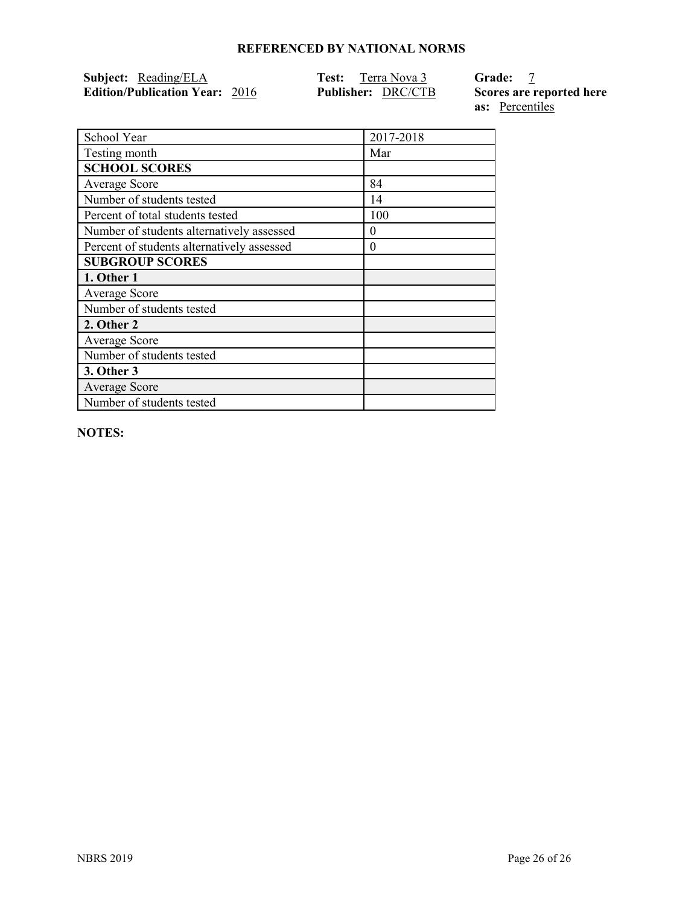**REFERENCED BY NATIONAL NORMS**

**Subject:** Reading/ELA
**Edition/Publication Year:** 2016

**Test:** Terra Nova 3
**Publisher:** DRC/CTB

**Grade:** 7
**Scores are reported here as:** Percentiles

| | |
|---|---|
| School Year | 2017-2018 |
| Testing month | Mar |
| **SCHOOL SCORES** | |
| Average Score | 84 |
| Number of students tested | 14 |
| Percent of total students tested | 100 |
| Number of students alternatively assessed | 0 |
| Percent of students alternatively assessed | 0 |
| **SUBGROUP SCORES** | |
| **1. Other 1** | |
| Average Score | |
| Number of students tested | |
| **2. Other 2** | |
| Average Score | |
| Number of students tested | |
| **3. Other 3** | |
| Average Score | |
| Number of students tested | |

**NOTES:**